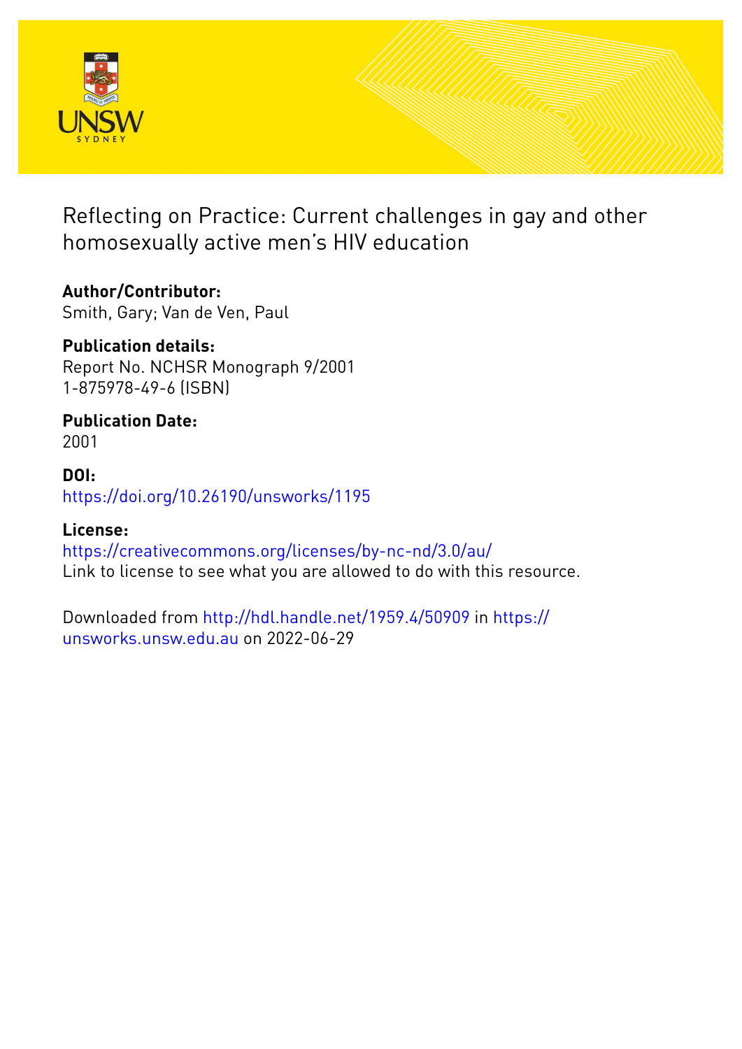# Reflecting on Practice: Current challenges in gay and other homosexually active men's HIV education

**Author/Contributor:**
Smith, Gary; Van de Ven, Paul

**Publication details:**
Report No. NCHSR Monograph 9/2001
1-875978-49-6 (ISBN)

**Publication Date:**
2001

**DOI:**
https://doi.org/10.26190/unsworks/1195

**License:**
https://creativecommons.org/licenses/by-nc-nd/3.0/au/
Link to license to see what you are allowed to do with this resource.

Downloaded from http://hdl.handle.net/1959.4/50909 in https://unsworks.unsw.edu.au on 2022-06-29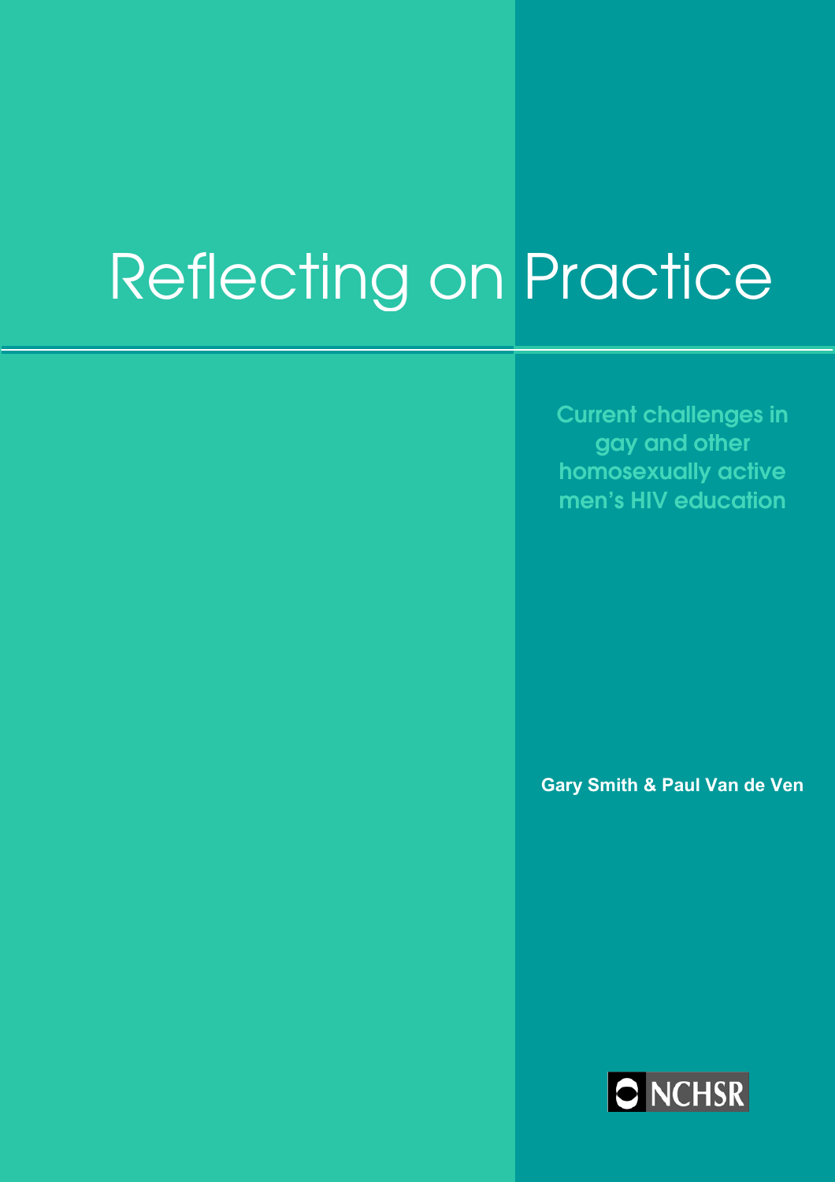# Reflecting on Practice

Current challenges in gay and other homosexually active men's HIV education

**Gary Smith & Paul Van de Ven**

NCHSR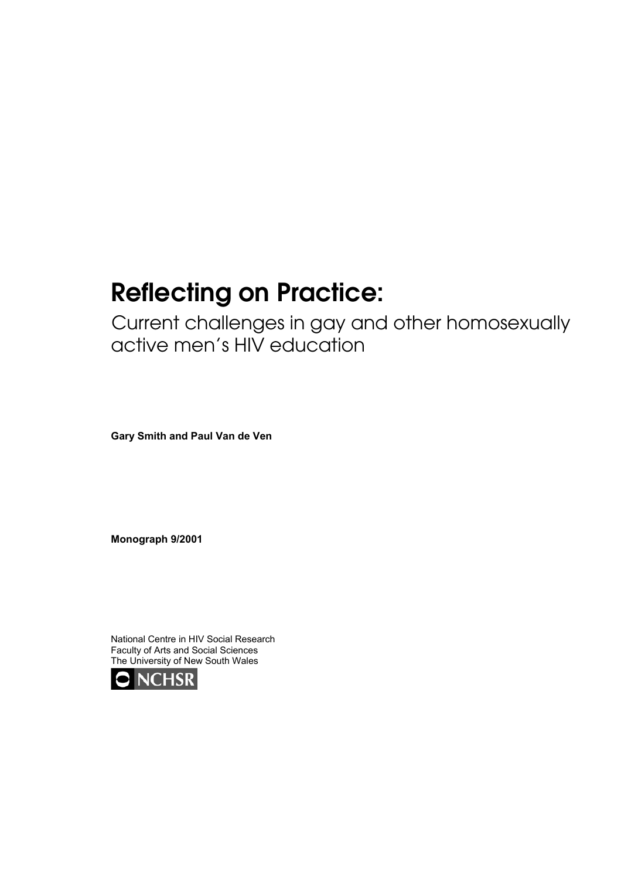# Reflecting on Practice:

Current challenges in gay and other homosexually active men's HIV education

**Gary Smith and Paul Van de Ven**

**Monograph 9/2001**

National Centre in HIV Social Research
Faculty of Arts and Social Sciences
The University of New South Wales

NCHSR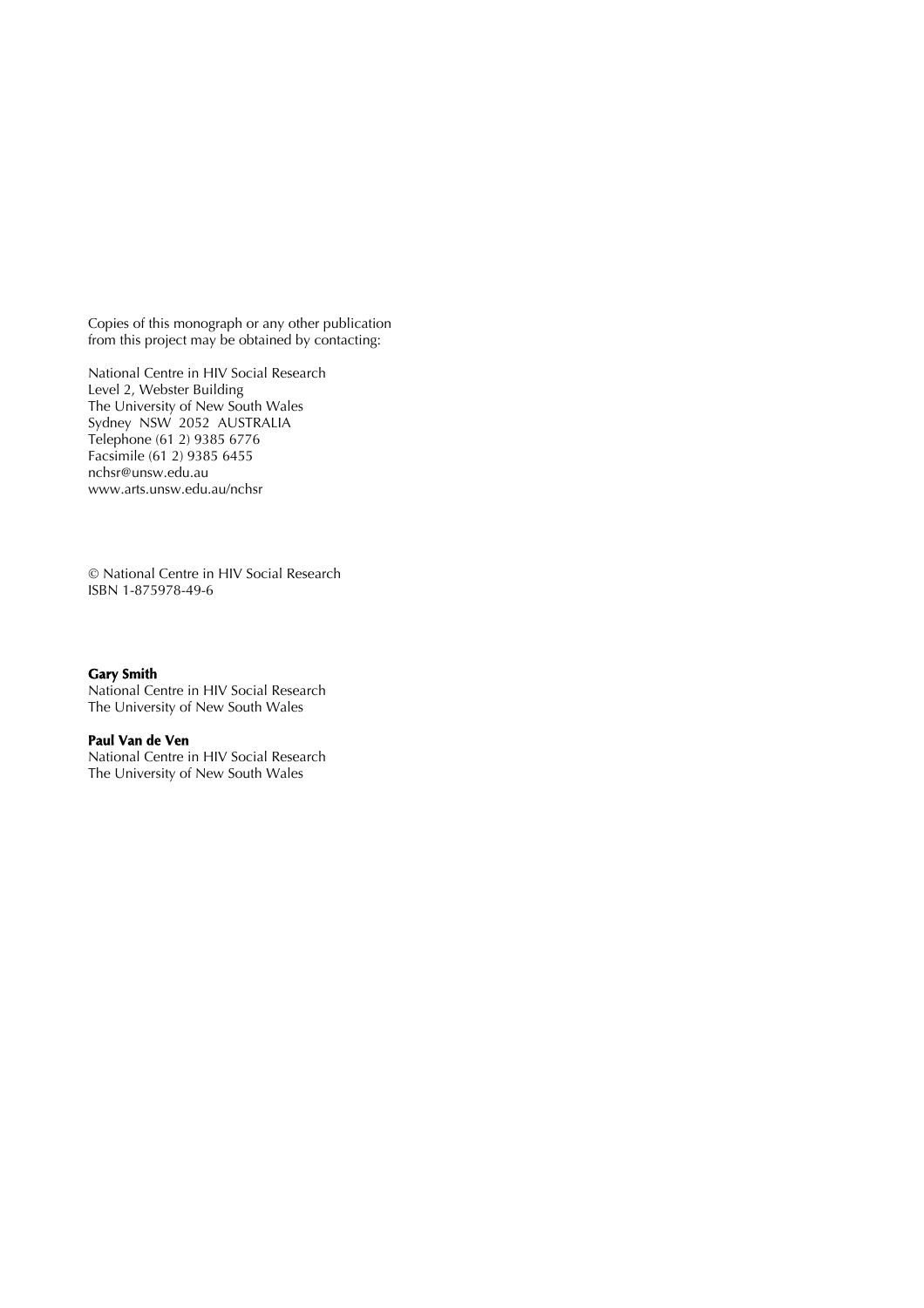Copies of this monograph or any other publication from this project may be obtained by contacting:

National Centre in HIV Social Research
Level 2, Webster Building
The University of New South Wales
Sydney NSW 2052 AUSTRALIA
Telephone (61 2) 9385 6776
Facsimile (61 2) 9385 6455
nchsr@unsw.edu.au
www.arts.unsw.edu.au/nchsr

© National Centre in HIV Social Research
ISBN 1-875978-49-6

**Gary Smith**
National Centre in HIV Social Research
The University of New South Wales

**Paul Van de Ven**
National Centre in HIV Social Research
The University of New South Wales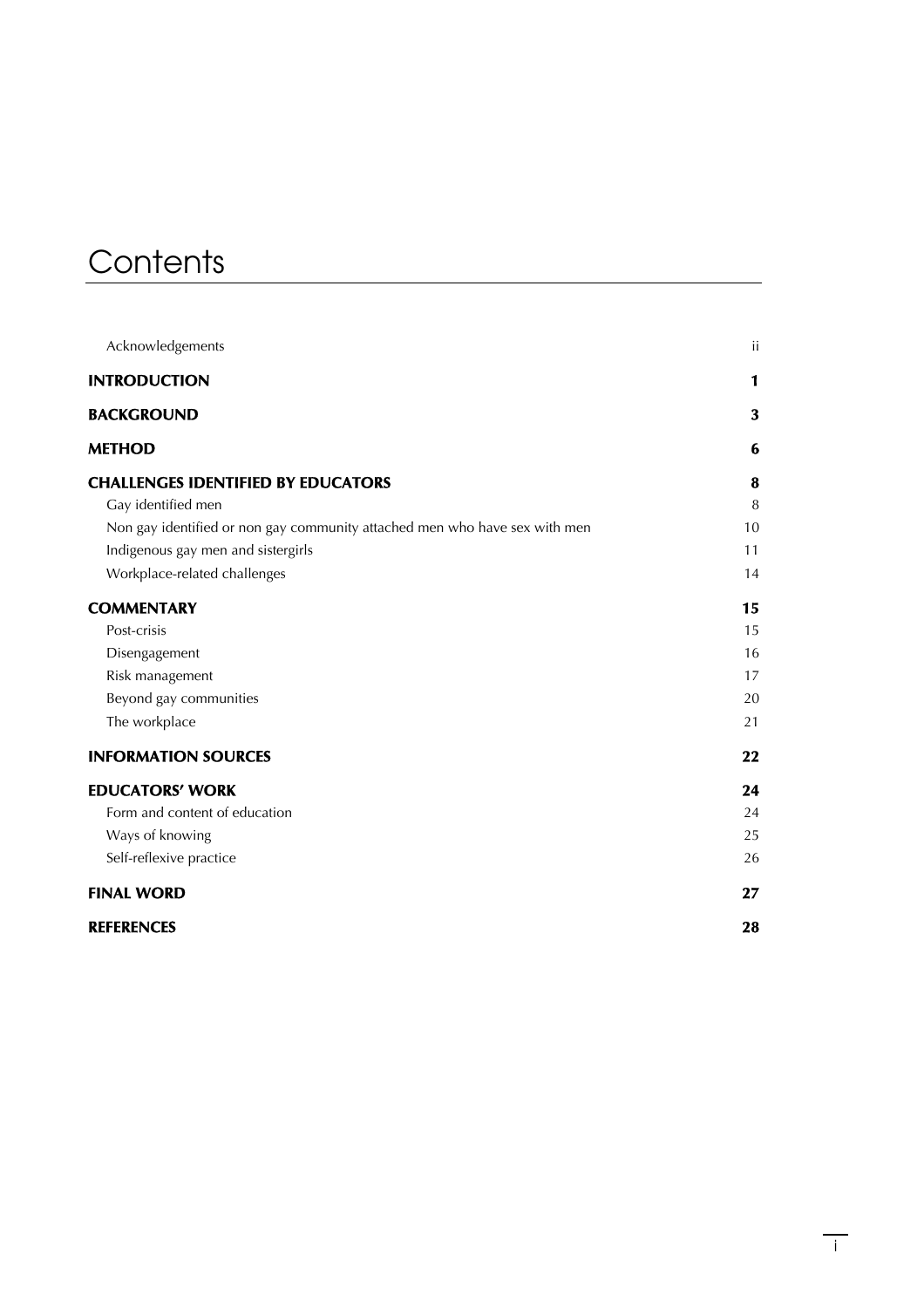# Contents

| | |
|---|---|
| Acknowledgements | ii |
| **INTRODUCTION** | **1** |
| **BACKGROUND** | **3** |
| **METHOD** | **6** |
| **CHALLENGES IDENTIFIED BY EDUCATORS** | **8** |
| Gay identified men | 8 |
| Non gay identified or non gay community attached men who have sex with men | 10 |
| Indigenous gay men and sistergirls | 11 |
| Workplace-related challenges | 14 |
| **COMMENTARY** | **15** |
| Post-crisis | 15 |
| Disengagement | 16 |
| Risk management | 17 |
| Beyond gay communities | 20 |
| The workplace | 21 |
| **INFORMATION SOURCES** | **22** |
| **EDUCATORS' WORK** | **24** |
| Form and content of education | 24 |
| Ways of knowing | 25 |
| Self-reflexive practice | 26 |
| **FINAL WORD** | **27** |
| **REFERENCES** | **28** |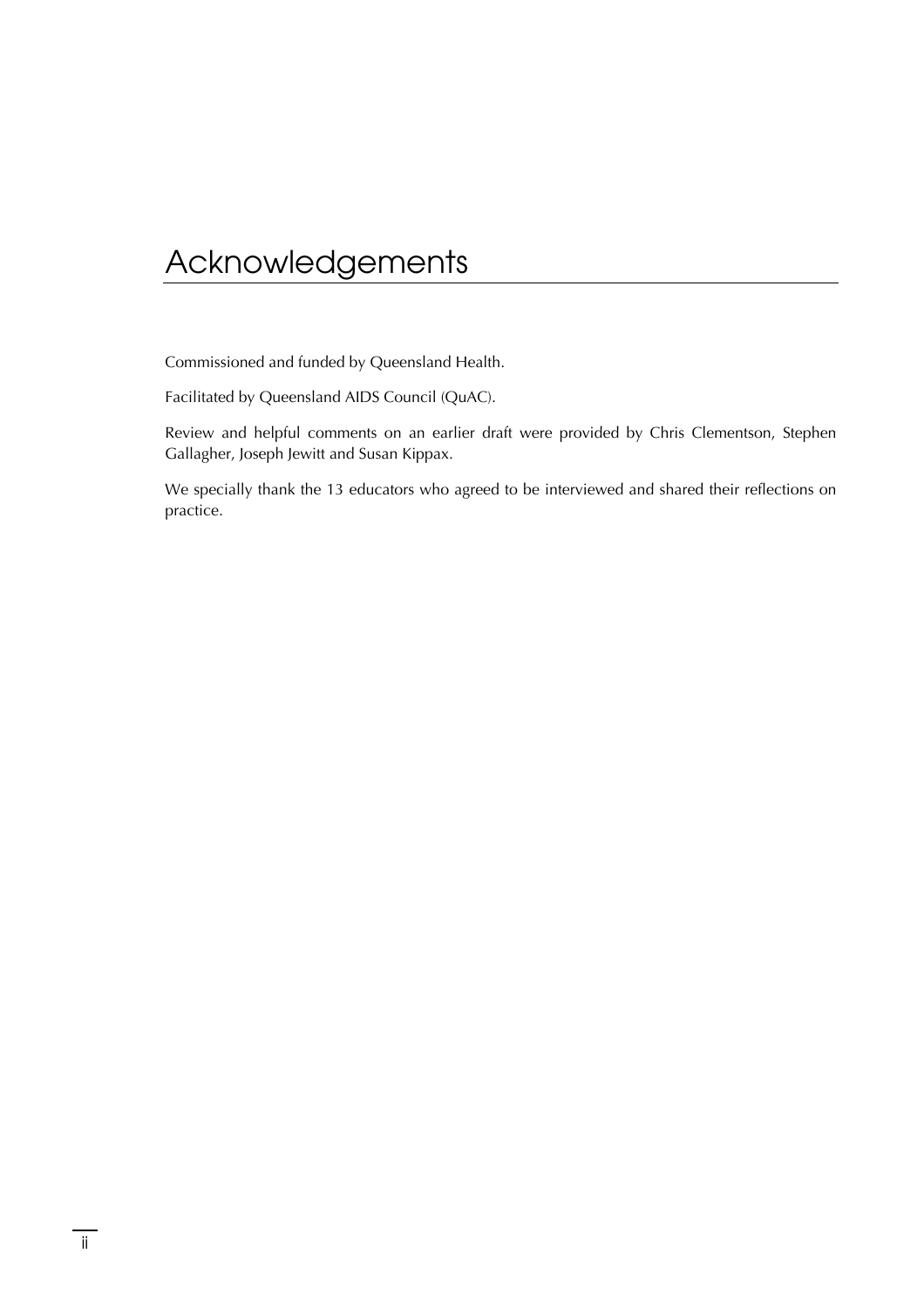# Acknowledgements

Commissioned and funded by Queensland Health.

Facilitated by Queensland AIDS Council (QuAC).

Review and helpful comments on an earlier draft were provided by Chris Clementson, Stephen Gallagher, Joseph Jewitt and Susan Kippax.

We specially thank the 13 educators who agreed to be interviewed and shared their reflections on practice.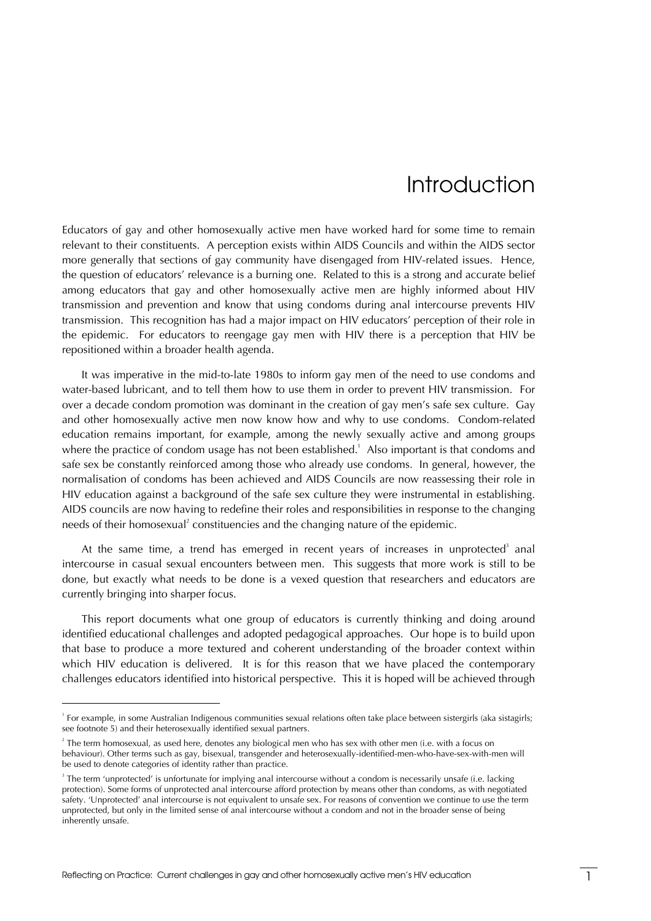# Introduction

Educators of gay and other homosexually active men have worked hard for some time to remain relevant to their constituents. A perception exists within AIDS Councils and within the AIDS sector more generally that sections of gay community have disengaged from HIV-related issues. Hence, the question of educators' relevance is a burning one. Related to this is a strong and accurate belief among educators that gay and other homosexually active men are highly informed about HIV transmission and prevention and know that using condoms during anal intercourse prevents HIV transmission. This recognition has had a major impact on HIV educators' perception of their role in the epidemic. For educators to reengage gay men with HIV there is a perception that HIV be repositioned within a broader health agenda.

It was imperative in the mid-to-late 1980s to inform gay men of the need to use condoms and water-based lubricant, and to tell them how to use them in order to prevent HIV transmission. For over a decade condom promotion was dominant in the creation of gay men's safe sex culture. Gay and other homosexually active men now know how and why to use condoms. Condom-related education remains important, for example, among the newly sexually active and among groups where the practice of condom usage has not been established.[1] Also important is that condoms and safe sex be constantly reinforced among those who already use condoms. In general, however, the normalisation of condoms has been achieved and AIDS Councils are now reassessing their role in HIV education against a background of the safe sex culture they were instrumental in establishing. AIDS councils are now having to redefine their roles and responsibilities in response to the changing needs of their homosexual[2] constituencies and the changing nature of the epidemic.

At the same time, a trend has emerged in recent years of increases in unprotected[3] anal intercourse in casual sexual encounters between men. This suggests that more work is still to be done, but exactly what needs to be done is a vexed question that researchers and educators are currently bringing into sharper focus.

This report documents what one group of educators is currently thinking and doing around identified educational challenges and adopted pedagogical approaches. Our hope is to build upon that base to produce a more textured and coherent understanding of the broader context within which HIV education is delivered. It is for this reason that we have placed the contemporary challenges educators identified into historical perspective. This it is hoped will be achieved through

---

[1] For example, in some Australian Indigenous communities sexual relations often take place between sistergirls (aka sistagirls; see footnote 5) and their heterosexually identified sexual partners.

[2] The term homosexual, as used here, denotes any biological men who has sex with other men (i.e. with a focus on behaviour). Other terms such as gay, bisexual, transgender and heterosexually-identified-men-who-have-sex-with-men will be used to denote categories of identity rather than practice.

[3] The term 'unprotected' is unfortunate for implying anal intercourse without a condom is necessarily unsafe (i.e. lacking protection). Some forms of unprotected anal intercourse afford protection by means other than condoms, as with negotiated safety. 'Unprotected' anal intercourse is not equivalent to unsafe sex. For reasons of convention we continue to use the term unprotected, but only in the limited sense of anal intercourse without a condom and not in the broader sense of being inherently unsafe.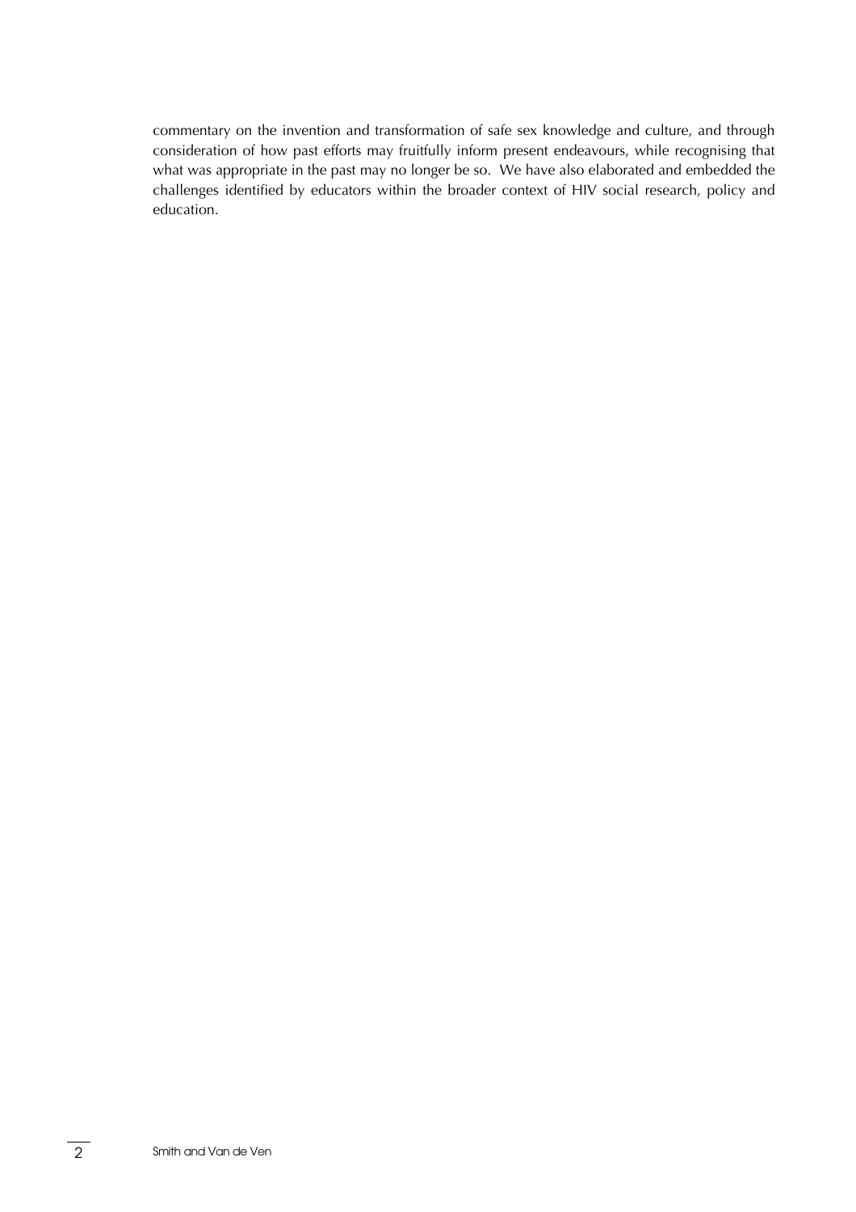commentary on the invention and transformation of safe sex knowledge and culture, and through consideration of how past efforts may fruitfully inform present endeavours, while recognising that what was appropriate in the past may no longer be so. We have also elaborated and embedded the challenges identified by educators within the broader context of HIV social research, policy and education.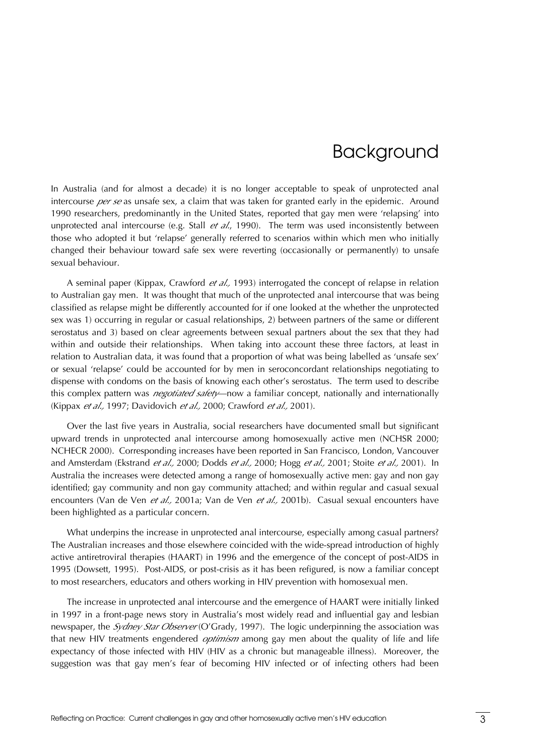# Background

In Australia (and for almost a decade) it is no longer acceptable to speak of unprotected anal intercourse *per se* as unsafe sex, a claim that was taken for granted early in the epidemic. Around 1990 researchers, predominantly in the United States, reported that gay men were 'relapsing' into unprotected anal intercourse (e.g. Stall *et al.*, 1990). The term was used inconsistently between those who adopted it but 'relapse' generally referred to scenarios within which men who initially changed their behaviour toward safe sex were reverting (occasionally or permanently) to unsafe sexual behaviour.

A seminal paper (Kippax, Crawford *et al.,* 1993) interrogated the concept of relapse in relation to Australian gay men. It was thought that much of the unprotected anal intercourse that was being classified as relapse might be differently accounted for if one looked at the whether the unprotected sex was 1) occurring in regular or casual relationships, 2) between partners of the same or different serostatus and 3) based on clear agreements between sexual partners about the sex that they had within and outside their relationships. When taking into account these three factors, at least in relation to Australian data, it was found that a proportion of what was being labelled as 'unsafe sex' or sexual 'relapse' could be accounted for by men in seroconcordant relationships negotiating to dispense with condoms on the basis of knowing each other's serostatus. The term used to describe this complex pattern was *negotiated safety*—now a familiar concept, nationally and internationally (Kippax *et al.,* 1997; Davidovich *et al.,* 2000; Crawford *et al.,* 2001).

Over the last five years in Australia, social researchers have documented small but significant upward trends in unprotected anal intercourse among homosexually active men (NCHSR 2000; NCHECR 2000). Corresponding increases have been reported in San Francisco, London, Vancouver and Amsterdam (Ekstrand *et al.,* 2000; Dodds *et al.,* 2000; Hogg *et al.,* 2001; Stoite *et al.,* 2001). In Australia the increases were detected among a range of homosexually active men: gay and non gay identified; gay community and non gay community attached; and within regular and casual sexual encounters (Van de Ven *et al.,* 2001a; Van de Ven *et al.,* 2001b). Casual sexual encounters have been highlighted as a particular concern.

What underpins the increase in unprotected anal intercourse, especially among casual partners? The Australian increases and those elsewhere coincided with the wide-spread introduction of highly active antiretroviral therapies (HAART) in 1996 and the emergence of the concept of post-AIDS in 1995 (Dowsett, 1995). Post-AIDS, or post-crisis as it has been refigured, is now a familiar concept to most researchers, educators and others working in HIV prevention with homosexual men.

The increase in unprotected anal intercourse and the emergence of HAART were initially linked in 1997 in a front-page news story in Australia's most widely read and influential gay and lesbian newspaper, the *Sydney Star Observer* (O'Grady, 1997). The logic underpinning the association was that new HIV treatments engendered *optimism* among gay men about the quality of life and life expectancy of those infected with HIV (HIV as a chronic but manageable illness). Moreover, the suggestion was that gay men's fear of becoming HIV infected or of infecting others had been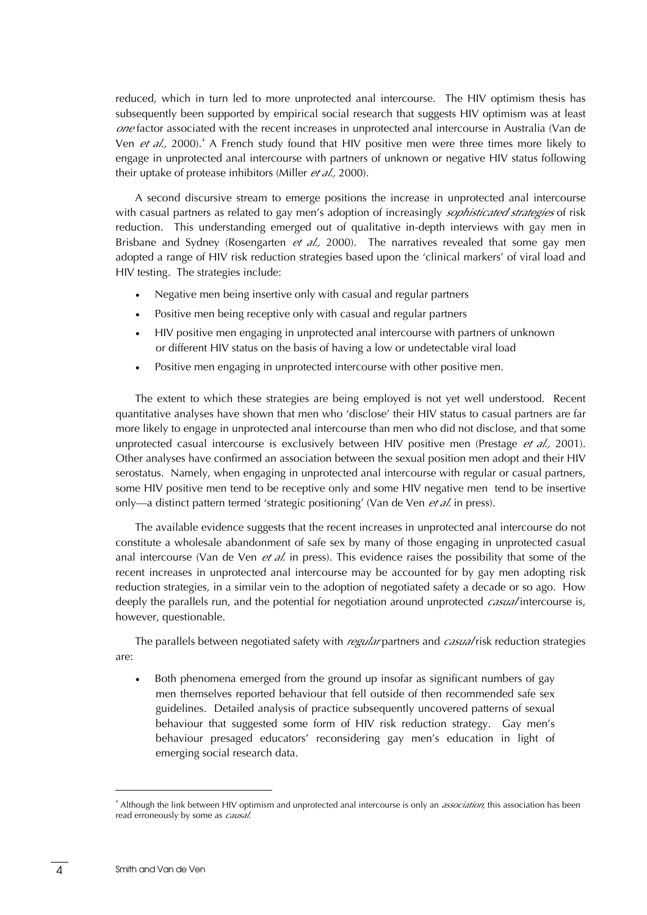reduced, which in turn led to more unprotected anal intercourse. The HIV optimism thesis has subsequently been supported by empirical social research that suggests HIV optimism was at least *one* factor associated with the recent increases in unprotected anal intercourse in Australia (Van de Ven *et al.,* 2000).[4] A French study found that HIV positive men were three times more likely to engage in unprotected anal intercourse with partners of unknown or negative HIV status following their uptake of protease inhibitors (Miller *et al.,* 2000).

A second discursive stream to emerge positions the increase in unprotected anal intercourse with casual partners as related to gay men's adoption of increasingly *sophisticated strategies* of risk reduction. This understanding emerged out of qualitative in-depth interviews with gay men in Brisbane and Sydney (Rosengarten *et al.,* 2000). The narratives revealed that some gay men adopted a range of HIV risk reduction strategies based upon the 'clinical markers' of viral load and HIV testing. The strategies include:

- Negative men being insertive only with casual and regular partners
- Positive men being receptive only with casual and regular partners
- HIV positive men engaging in unprotected anal intercourse with partners of unknown or different HIV status on the basis of having a low or undetectable viral load
- Positive men engaging in unprotected intercourse with other positive men.

The extent to which these strategies are being employed is not yet well understood. Recent quantitative analyses have shown that men who 'disclose' their HIV status to casual partners are far more likely to engage in unprotected anal intercourse than men who did not disclose, and that some unprotected casual intercourse is exclusively between HIV positive men (Prestage *et al.,* 2001). Other analyses have confirmed an association between the sexual position men adopt and their HIV serostatus. Namely, when engaging in unprotected anal intercourse with regular or casual partners, some HIV positive men tend to be receptive only and some HIV negative men tend to be insertive only—a distinct pattern termed 'strategic positioning' (Van de Ven *et al.* in press).

The available evidence suggests that the recent increases in unprotected anal intercourse do not constitute a wholesale abandonment of safe sex by many of those engaging in unprotected casual anal intercourse (Van de Ven *et al.* in press). This evidence raises the possibility that some of the recent increases in unprotected anal intercourse may be accounted for by gay men adopting risk reduction strategies, in a similar vein to the adoption of negotiated safety a decade or so ago. How deeply the parallels run, and the potential for negotiation around unprotected *casual* intercourse is, however, questionable.

The parallels between negotiated safety with *regular* partners and *casual* risk reduction strategies are:

- Both phenomena emerged from the ground up insofar as significant numbers of gay men themselves reported behaviour that fell outside of then recommended safe sex guidelines. Detailed analysis of practice subsequently uncovered patterns of sexual behaviour that suggested some form of HIV risk reduction strategy. Gay men's behaviour presaged educators' reconsidering gay men's education in light of emerging social research data.

[4] Although the link between HIV optimism and unprotected anal intercourse is only an *association*, this association has been read erroneously by some as *causal*.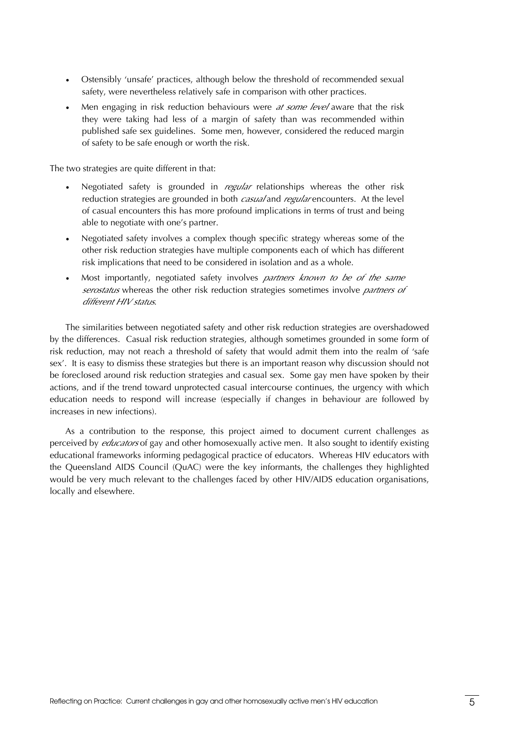- Ostensibly 'unsafe' practices, although below the threshold of recommended sexual safety, were nevertheless relatively safe in comparison with other practices.
- Men engaging in risk reduction behaviours were *at some level* aware that the risk they were taking had less of a margin of safety than was recommended within published safe sex guidelines. Some men, however, considered the reduced margin of safety to be safe enough or worth the risk.

The two strategies are quite different in that:

- Negotiated safety is grounded in *regular* relationships whereas the other risk reduction strategies are grounded in both *casual* and *regular* encounters. At the level of casual encounters this has more profound implications in terms of trust and being able to negotiate with one's partner.
- Negotiated safety involves a complex though specific strategy whereas some of the other risk reduction strategies have multiple components each of which has different risk implications that need to be considered in isolation and as a whole.
- Most importantly, negotiated safety involves *partners known to be of the same serostatus* whereas the other risk reduction strategies sometimes involve *partners of different HIV status*.

The similarities between negotiated safety and other risk reduction strategies are overshadowed by the differences. Casual risk reduction strategies, although sometimes grounded in some form of risk reduction, may not reach a threshold of safety that would admit them into the realm of 'safe sex'. It is easy to dismiss these strategies but there is an important reason why discussion should not be foreclosed around risk reduction strategies and casual sex. Some gay men have spoken by their actions, and if the trend toward unprotected casual intercourse continues, the urgency with which education needs to respond will increase (especially if changes in behaviour are followed by increases in new infections).

As a contribution to the response, this project aimed to document current challenges as perceived by *educators* of gay and other homosexually active men. It also sought to identify existing educational frameworks informing pedagogical practice of educators. Whereas HIV educators with the Queensland AIDS Council (QuAC) were the key informants, the challenges they highlighted would be very much relevant to the challenges faced by other HIV/AIDS education organisations, locally and elsewhere.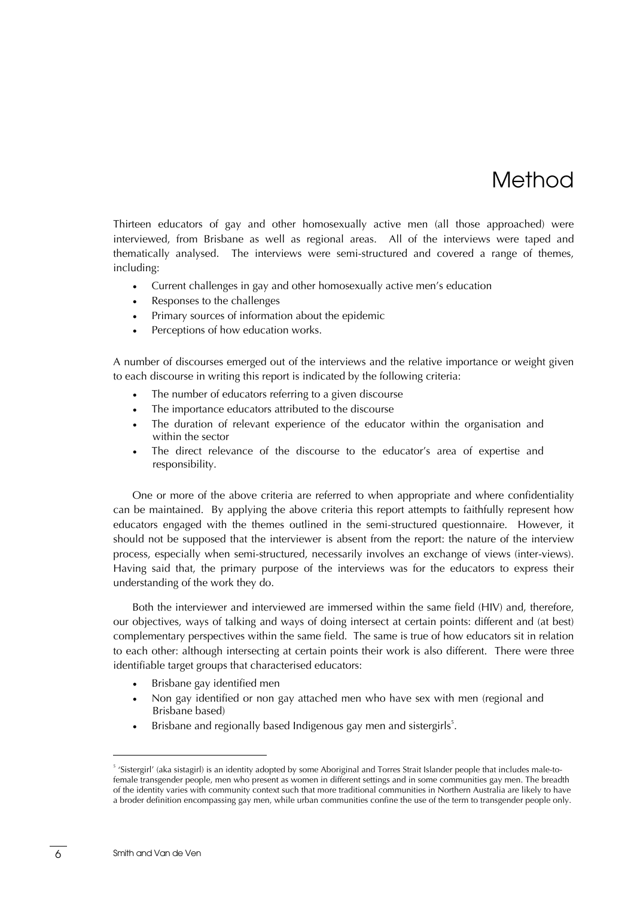# Method

Thirteen educators of gay and other homosexually active men (all those approached) were interviewed, from Brisbane as well as regional areas. All of the interviews were taped and thematically analysed. The interviews were semi-structured and covered a range of themes, including:

- Current challenges in gay and other homosexually active men's education
- Responses to the challenges
- Primary sources of information about the epidemic
- Perceptions of how education works.

A number of discourses emerged out of the interviews and the relative importance or weight given to each discourse in writing this report is indicated by the following criteria:

- The number of educators referring to a given discourse
- The importance educators attributed to the discourse
- The duration of relevant experience of the educator within the organisation and within the sector
- The direct relevance of the discourse to the educator's area of expertise and responsibility.

One or more of the above criteria are referred to when appropriate and where confidentiality can be maintained. By applying the above criteria this report attempts to faithfully represent how educators engaged with the themes outlined in the semi-structured questionnaire. However, it should not be supposed that the interviewer is absent from the report: the nature of the interview process, especially when semi-structured, necessarily involves an exchange of views (inter-views). Having said that, the primary purpose of the interviews was for the educators to express their understanding of the work they do.

Both the interviewer and interviewed are immersed within the same field (HIV) and, therefore, our objectives, ways of talking and ways of doing intersect at certain points: different and (at best) complementary perspectives within the same field. The same is true of how educators sit in relation to each other: although intersecting at certain points their work is also different. There were three identifiable target groups that characterised educators:

- Brisbane gay identified men
- Non gay identified or non gay attached men who have sex with men (regional and Brisbane based)
- Brisbane and regionally based Indigenous gay men and sistergirls[5].

[5] 'Sistergirl' (aka sistagirl) is an identity adopted by some Aboriginal and Torres Strait Islander people that includes male-to-female transgender people, men who present as women in different settings and in some communities gay men. The breadth of the identity varies with community context such that more traditional communities in Northern Australia are likely to have a broder definition encompassing gay men, while urban communities confine the use of the term to transgender people only.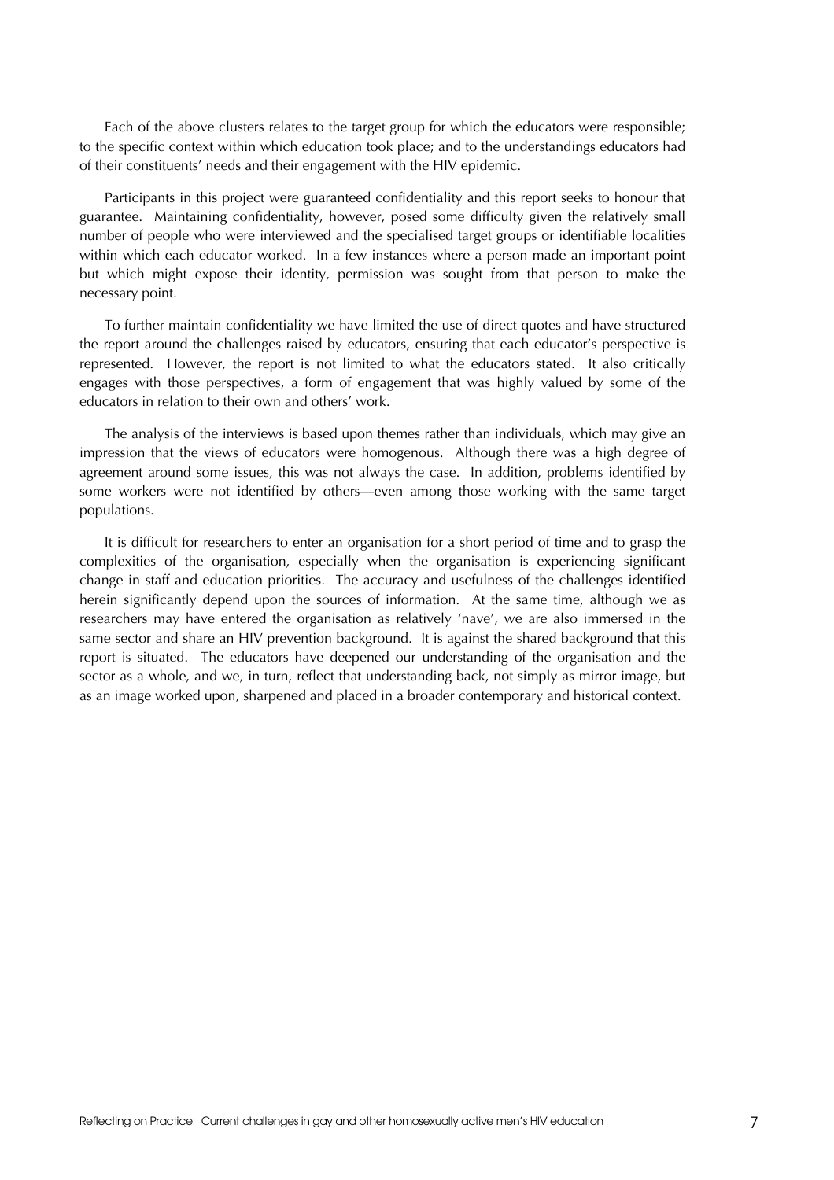Each of the above clusters relates to the target group for which the educators were responsible; to the specific context within which education took place; and to the understandings educators had of their constituents' needs and their engagement with the HIV epidemic.

Participants in this project were guaranteed confidentiality and this report seeks to honour that guarantee. Maintaining confidentiality, however, posed some difficulty given the relatively small number of people who were interviewed and the specialised target groups or identifiable localities within which each educator worked. In a few instances where a person made an important point but which might expose their identity, permission was sought from that person to make the necessary point.

To further maintain confidentiality we have limited the use of direct quotes and have structured the report around the challenges raised by educators, ensuring that each educator's perspective is represented. However, the report is not limited to what the educators stated. It also critically engages with those perspectives, a form of engagement that was highly valued by some of the educators in relation to their own and others' work.

The analysis of the interviews is based upon themes rather than individuals, which may give an impression that the views of educators were homogenous. Although there was a high degree of agreement around some issues, this was not always the case. In addition, problems identified by some workers were not identified by others—even among those working with the same target populations.

It is difficult for researchers to enter an organisation for a short period of time and to grasp the complexities of the organisation, especially when the organisation is experiencing significant change in staff and education priorities. The accuracy and usefulness of the challenges identified herein significantly depend upon the sources of information. At the same time, although we as researchers may have entered the organisation as relatively 'nave', we are also immersed in the same sector and share an HIV prevention background. It is against the shared background that this report is situated. The educators have deepened our understanding of the organisation and the sector as a whole, and we, in turn, reflect that understanding back, not simply as mirror image, but as an image worked upon, sharpened and placed in a broader contemporary and historical context.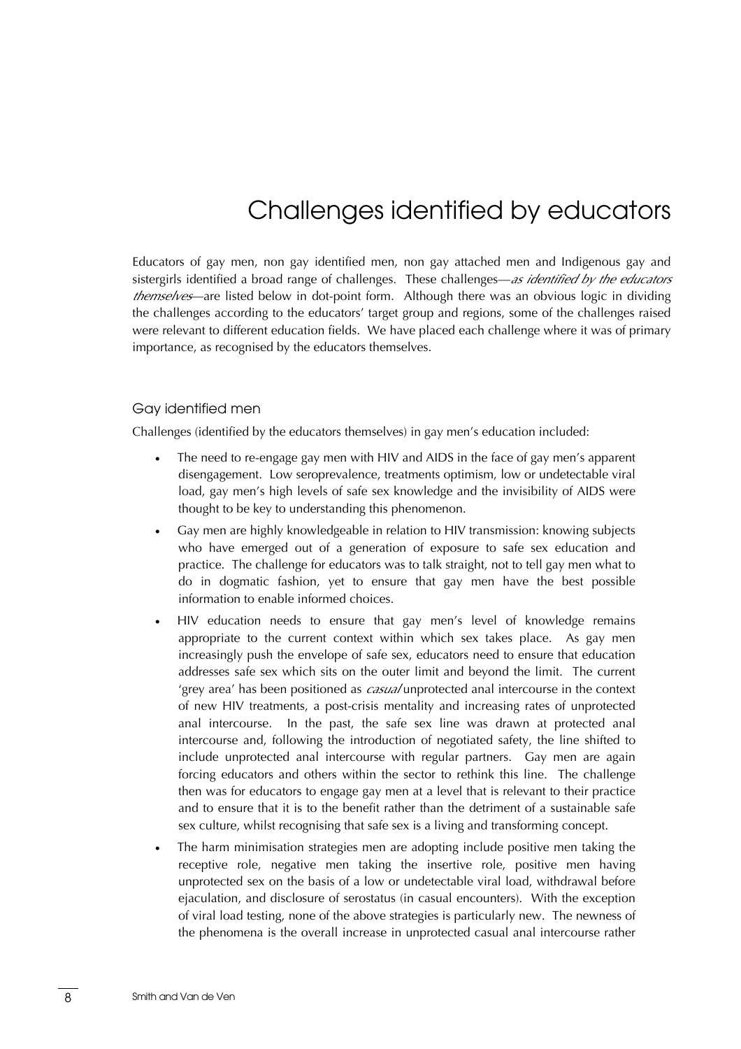# Challenges identified by educators

Educators of gay men, non gay identified men, non gay attached men and Indigenous gay and sistergirls identified a broad range of challenges. These challenges—*as identified by the educators themselves*—are listed below in dot-point form. Although there was an obvious logic in dividing the challenges according to the educators' target group and regions, some of the challenges raised were relevant to different education fields. We have placed each challenge where it was of primary importance, as recognised by the educators themselves.

## Gay identified men

Challenges (identified by the educators themselves) in gay men's education included:

- The need to re-engage gay men with HIV and AIDS in the face of gay men's apparent disengagement. Low seroprevalence, treatments optimism, low or undetectable viral load, gay men's high levels of safe sex knowledge and the invisibility of AIDS were thought to be key to understanding this phenomenon.
- Gay men are highly knowledgeable in relation to HIV transmission: knowing subjects who have emerged out of a generation of exposure to safe sex education and practice. The challenge for educators was to talk straight, not to tell gay men what to do in dogmatic fashion, yet to ensure that gay men have the best possible information to enable informed choices.
- HIV education needs to ensure that gay men's level of knowledge remains appropriate to the current context within which sex takes place. As gay men increasingly push the envelope of safe sex, educators need to ensure that education addresses safe sex which sits on the outer limit and beyond the limit. The current 'grey area' has been positioned as *casual* unprotected anal intercourse in the context of new HIV treatments, a post-crisis mentality and increasing rates of unprotected anal intercourse. In the past, the safe sex line was drawn at protected anal intercourse and, following the introduction of negotiated safety, the line shifted to include unprotected anal intercourse with regular partners. Gay men are again forcing educators and others within the sector to rethink this line. The challenge then was for educators to engage gay men at a level that is relevant to their practice and to ensure that it is to the benefit rather than the detriment of a sustainable safe sex culture, whilst recognising that safe sex is a living and transforming concept.
- The harm minimisation strategies men are adopting include positive men taking the receptive role, negative men taking the insertive role, positive men having unprotected sex on the basis of a low or undetectable viral load, withdrawal before ejaculation, and disclosure of serostatus (in casual encounters). With the exception of viral load testing, none of the above strategies is particularly new. The newness of the phenomena is the overall increase in unprotected casual anal intercourse rather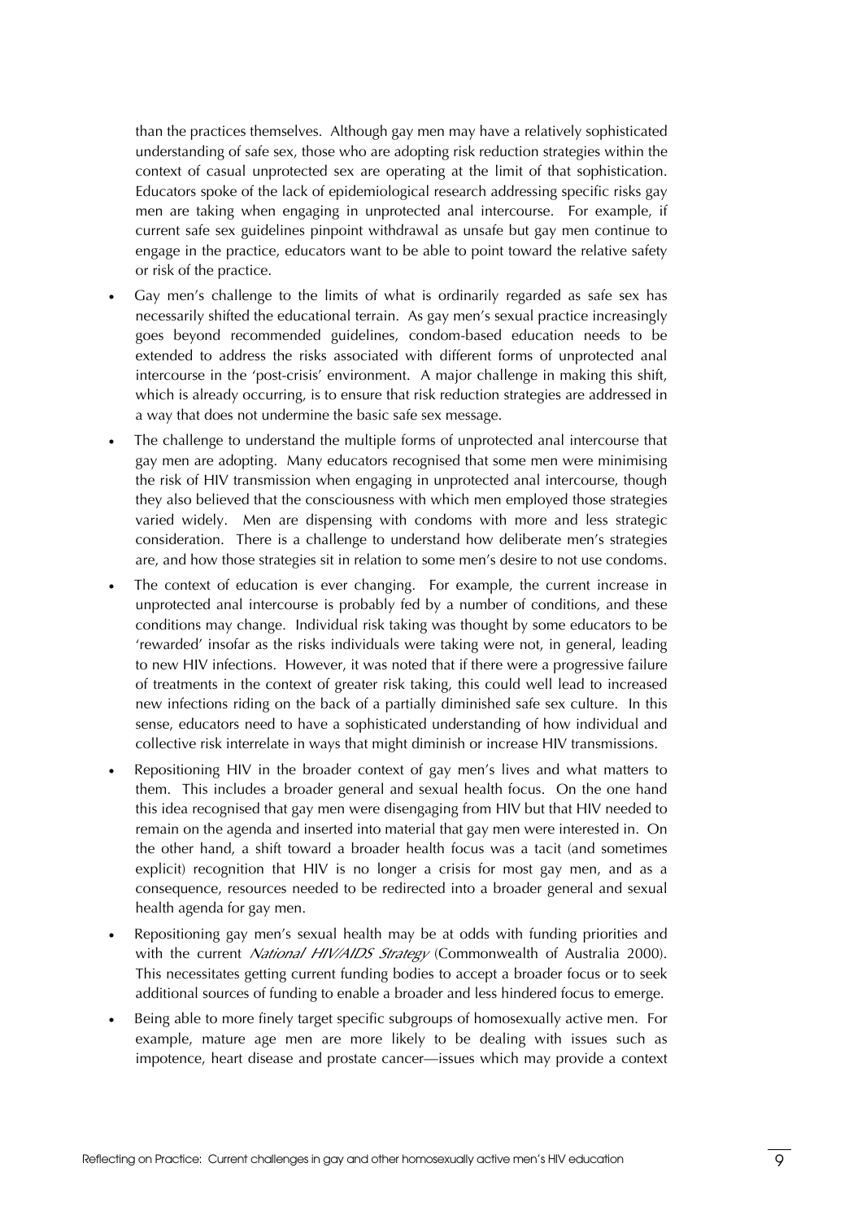than the practices themselves. Although gay men may have a relatively sophisticated understanding of safe sex, those who are adopting risk reduction strategies within the context of casual unprotected sex are operating at the limit of that sophistication. Educators spoke of the lack of epidemiological research addressing specific risks gay men are taking when engaging in unprotected anal intercourse. For example, if current safe sex guidelines pinpoint withdrawal as unsafe but gay men continue to engage in the practice, educators want to be able to point toward the relative safety or risk of the practice.

- Gay men's challenge to the limits of what is ordinarily regarded as safe sex has necessarily shifted the educational terrain. As gay men's sexual practice increasingly goes beyond recommended guidelines, condom-based education needs to be extended to address the risks associated with different forms of unprotected anal intercourse in the 'post-crisis' environment. A major challenge in making this shift, which is already occurring, is to ensure that risk reduction strategies are addressed in a way that does not undermine the basic safe sex message.
- The challenge to understand the multiple forms of unprotected anal intercourse that gay men are adopting. Many educators recognised that some men were minimising the risk of HIV transmission when engaging in unprotected anal intercourse, though they also believed that the consciousness with which men employed those strategies varied widely. Men are dispensing with condoms with more and less strategic consideration. There is a challenge to understand how deliberate men's strategies are, and how those strategies sit in relation to some men's desire to not use condoms.
- The context of education is ever changing. For example, the current increase in unprotected anal intercourse is probably fed by a number of conditions, and these conditions may change. Individual risk taking was thought by some educators to be 'rewarded' insofar as the risks individuals were taking were not, in general, leading to new HIV infections. However, it was noted that if there were a progressive failure of treatments in the context of greater risk taking, this could well lead to increased new infections riding on the back of a partially diminished safe sex culture. In this sense, educators need to have a sophisticated understanding of how individual and collective risk interrelate in ways that might diminish or increase HIV transmissions.
- Repositioning HIV in the broader context of gay men's lives and what matters to them. This includes a broader general and sexual health focus. On the one hand this idea recognised that gay men were disengaging from HIV but that HIV needed to remain on the agenda and inserted into material that gay men were interested in. On the other hand, a shift toward a broader health focus was a tacit (and sometimes explicit) recognition that HIV is no longer a crisis for most gay men, and as a consequence, resources needed to be redirected into a broader general and sexual health agenda for gay men.
- Repositioning gay men's sexual health may be at odds with funding priorities and with the current *National HIV/AIDS Strategy* (Commonwealth of Australia 2000). This necessitates getting current funding bodies to accept a broader focus or to seek additional sources of funding to enable a broader and less hindered focus to emerge.
- Being able to more finely target specific subgroups of homosexually active men. For example, mature age men are more likely to be dealing with issues such as impotence, heart disease and prostate cancer—issues which may provide a context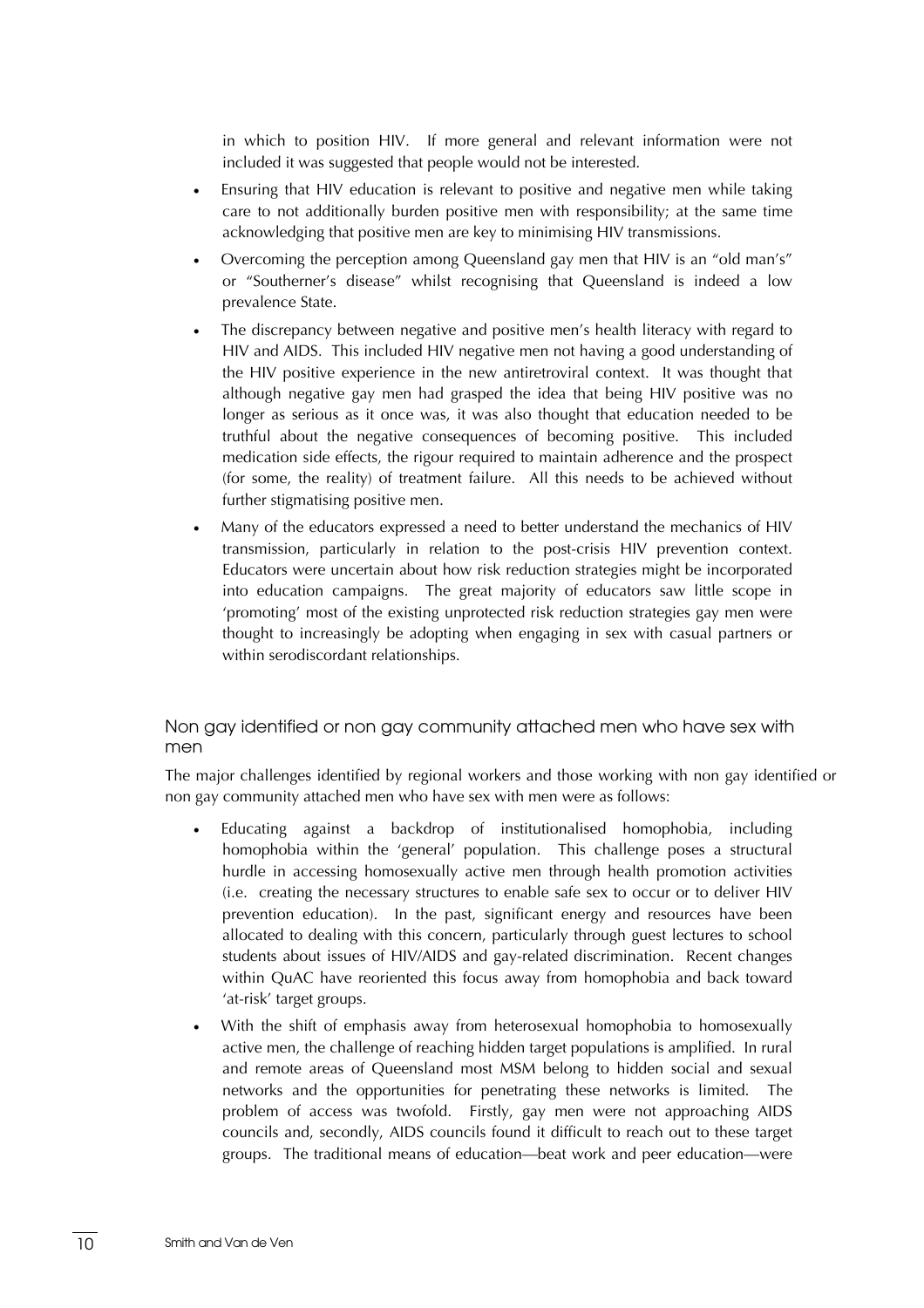in which to position HIV. If more general and relevant information were not included it was suggested that people would not be interested.

- Ensuring that HIV education is relevant to positive and negative men while taking care to not additionally burden positive men with responsibility; at the same time acknowledging that positive men are key to minimising HIV transmissions.
- Overcoming the perception among Queensland gay men that HIV is an "old man's" or "Southerner's disease" whilst recognising that Queensland is indeed a low prevalence State.
- The discrepancy between negative and positive men's health literacy with regard to HIV and AIDS. This included HIV negative men not having a good understanding of the HIV positive experience in the new antiretroviral context. It was thought that although negative gay men had grasped the idea that being HIV positive was no longer as serious as it once was, it was also thought that education needed to be truthful about the negative consequences of becoming positive. This included medication side effects, the rigour required to maintain adherence and the prospect (for some, the reality) of treatment failure. All this needs to be achieved without further stigmatising positive men.
- Many of the educators expressed a need to better understand the mechanics of HIV transmission, particularly in relation to the post-crisis HIV prevention context. Educators were uncertain about how risk reduction strategies might be incorporated into education campaigns. The great majority of educators saw little scope in 'promoting' most of the existing unprotected risk reduction strategies gay men were thought to increasingly be adopting when engaging in sex with casual partners or within serodiscordant relationships.

### Non gay identified or non gay community attached men who have sex with men

The major challenges identified by regional workers and those working with non gay identified or non gay community attached men who have sex with men were as follows:

- Educating against a backdrop of institutionalised homophobia, including homophobia within the 'general' population. This challenge poses a structural hurdle in accessing homosexually active men through health promotion activities (i.e. creating the necessary structures to enable safe sex to occur or to deliver HIV prevention education). In the past, significant energy and resources have been allocated to dealing with this concern, particularly through guest lectures to school students about issues of HIV/AIDS and gay-related discrimination. Recent changes within QuAC have reoriented this focus away from homophobia and back toward 'at-risk' target groups.
- With the shift of emphasis away from heterosexual homophobia to homosexually active men, the challenge of reaching hidden target populations is amplified. In rural and remote areas of Queensland most MSM belong to hidden social and sexual networks and the opportunities for penetrating these networks is limited. The problem of access was twofold. Firstly, gay men were not approaching AIDS councils and, secondly, AIDS councils found it difficult to reach out to these target groups. The traditional means of education—beat work and peer education—were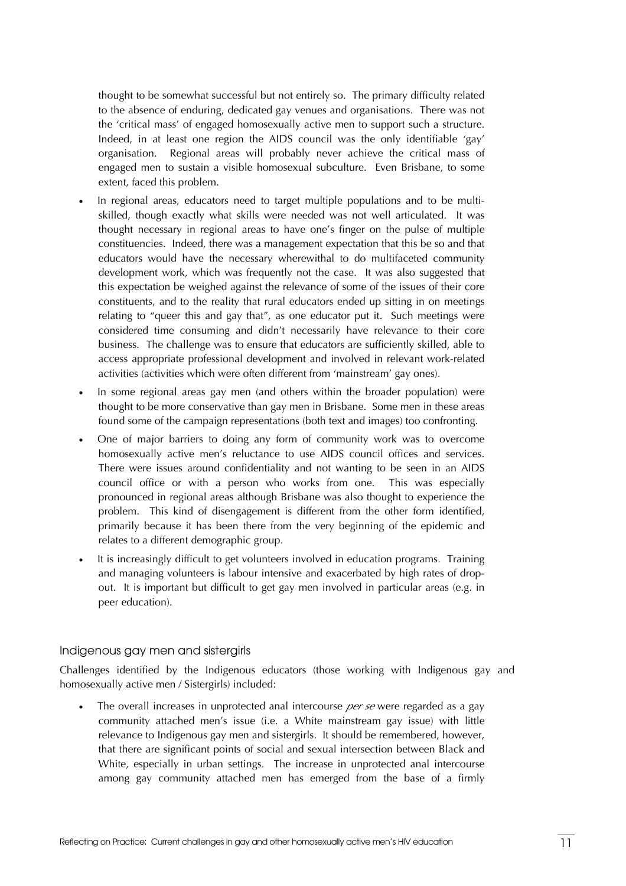thought to be somewhat successful but not entirely so. The primary difficulty related to the absence of enduring, dedicated gay venues and organisations. There was not the 'critical mass' of engaged homosexually active men to support such a structure. Indeed, in at least one region the AIDS council was the only identifiable 'gay' organisation. Regional areas will probably never achieve the critical mass of engaged men to sustain a visible homosexual subculture. Even Brisbane, to some extent, faced this problem.

- In regional areas, educators need to target multiple populations and to be multi-skilled, though exactly what skills were needed was not well articulated. It was thought necessary in regional areas to have one's finger on the pulse of multiple constituencies. Indeed, there was a management expectation that this be so and that educators would have the necessary wherewithal to do multifaceted community development work, which was frequently not the case. It was also suggested that this expectation be weighed against the relevance of some of the issues of their core constituents, and to the reality that rural educators ended up sitting in on meetings relating to "queer this and gay that", as one educator put it. Such meetings were considered time consuming and didn't necessarily have relevance to their core business. The challenge was to ensure that educators are sufficiently skilled, able to access appropriate professional development and involved in relevant work-related activities (activities which were often different from 'mainstream' gay ones).
- In some regional areas gay men (and others within the broader population) were thought to be more conservative than gay men in Brisbane. Some men in these areas found some of the campaign representations (both text and images) too confronting.
- One of major barriers to doing any form of community work was to overcome homosexually active men's reluctance to use AIDS council offices and services. There were issues around confidentiality and not wanting to be seen in an AIDS council office or with a person who works from one. This was especially pronounced in regional areas although Brisbane was also thought to experience the problem. This kind of disengagement is different from the other form identified, primarily because it has been there from the very beginning of the epidemic and relates to a different demographic group.
- It is increasingly difficult to get volunteers involved in education programs. Training and managing volunteers is labour intensive and exacerbated by high rates of drop-out. It is important but difficult to get gay men involved in particular areas (e.g. in peer education).

### Indigenous gay men and sistergirls

Challenges identified by the Indigenous educators (those working with Indigenous gay and homosexually active men / Sistergirls) included:

- The overall increases in unprotected anal intercourse *per se* were regarded as a gay community attached men's issue (i.e. a White mainstream gay issue) with little relevance to Indigenous gay men and sistergirls. It should be remembered, however, that there are significant points of social and sexual intersection between Black and White, especially in urban settings. The increase in unprotected anal intercourse among gay community attached men has emerged from the base of a firmly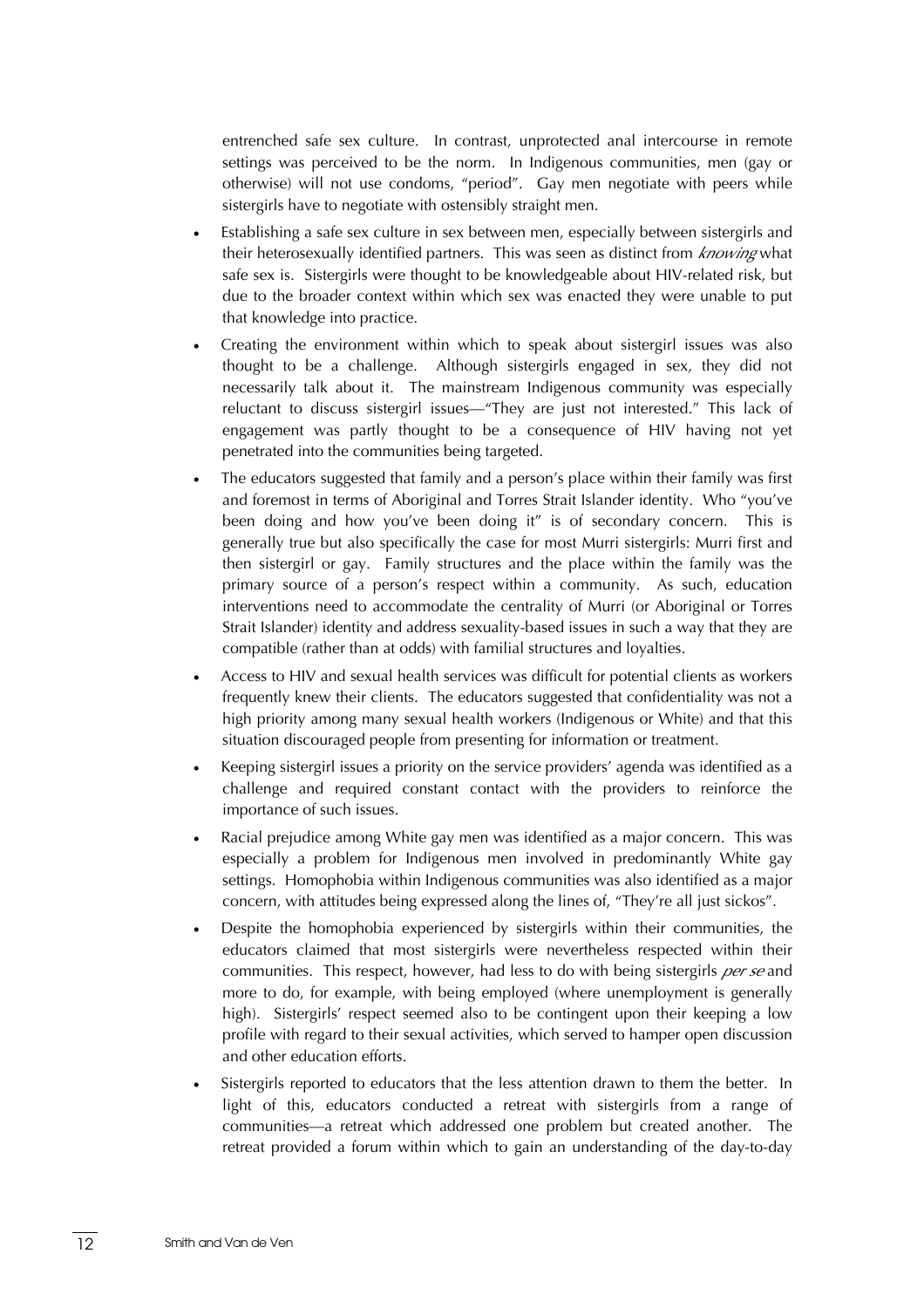entrenched safe sex culture. In contrast, unprotected anal intercourse in remote settings was perceived to be the norm. In Indigenous communities, men (gay or otherwise) will not use condoms, "period". Gay men negotiate with peers while sistergirls have to negotiate with ostensibly straight men.

- Establishing a safe sex culture in sex between men, especially between sistergirls and their heterosexually identified partners. This was seen as distinct from *knowing* what safe sex is. Sistergirls were thought to be knowledgeable about HIV-related risk, but due to the broader context within which sex was enacted they were unable to put that knowledge into practice.
- Creating the environment within which to speak about sistergirl issues was also thought to be a challenge. Although sistergirls engaged in sex, they did not necessarily talk about it. The mainstream Indigenous community was especially reluctant to discuss sistergirl issues—"They are just not interested." This lack of engagement was partly thought to be a consequence of HIV having not yet penetrated into the communities being targeted.
- The educators suggested that family and a person's place within their family was first and foremost in terms of Aboriginal and Torres Strait Islander identity. Who "you've been doing and how you've been doing it" is of secondary concern. This is generally true but also specifically the case for most Murri sistergirls: Murri first and then sistergirl or gay. Family structures and the place within the family was the primary source of a person's respect within a community. As such, education interventions need to accommodate the centrality of Murri (or Aboriginal or Torres Strait Islander) identity and address sexuality-based issues in such a way that they are compatible (rather than at odds) with familial structures and loyalties.
- Access to HIV and sexual health services was difficult for potential clients as workers frequently knew their clients. The educators suggested that confidentiality was not a high priority among many sexual health workers (Indigenous or White) and that this situation discouraged people from presenting for information or treatment.
- Keeping sistergirl issues a priority on the service providers' agenda was identified as a challenge and required constant contact with the providers to reinforce the importance of such issues.
- Racial prejudice among White gay men was identified as a major concern. This was especially a problem for Indigenous men involved in predominantly White gay settings. Homophobia within Indigenous communities was also identified as a major concern, with attitudes being expressed along the lines of, "They're all just sickos".
- Despite the homophobia experienced by sistergirls within their communities, the educators claimed that most sistergirls were nevertheless respected within their communities. This respect, however, had less to do with being sistergirls *per se* and more to do, for example, with being employed (where unemployment is generally high). Sistergirls' respect seemed also to be contingent upon their keeping a low profile with regard to their sexual activities, which served to hamper open discussion and other education efforts.
- Sistergirls reported to educators that the less attention drawn to them the better. In light of this, educators conducted a retreat with sistergirls from a range of communities—a retreat which addressed one problem but created another. The retreat provided a forum within which to gain an understanding of the day-to-day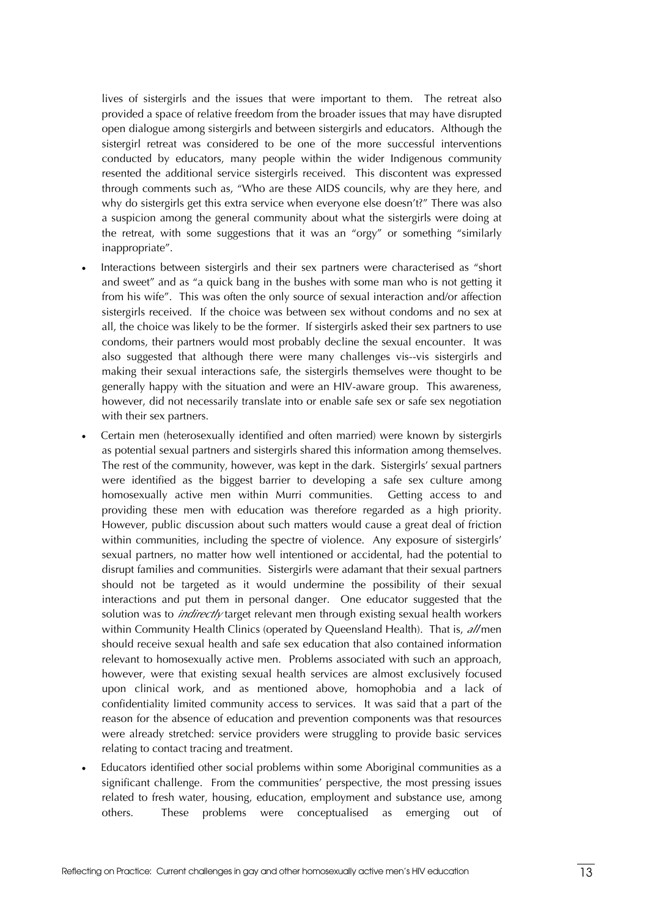lives of sistergirls and the issues that were important to them. The retreat also provided a space of relative freedom from the broader issues that may have disrupted open dialogue among sistergirls and between sistergirls and educators. Although the sistergirl retreat was considered to be one of the more successful interventions conducted by educators, many people within the wider Indigenous community resented the additional service sistergirls received. This discontent was expressed through comments such as, "Who are these AIDS councils, why are they here, and why do sistergirls get this extra service when everyone else doesn't?" There was also a suspicion among the general community about what the sistergirls were doing at the retreat, with some suggestions that it was an "orgy" or something "similarly inappropriate".

- Interactions between sistergirls and their sex partners were characterised as "short and sweet" and as "a quick bang in the bushes with some man who is not getting it from his wife". This was often the only source of sexual interaction and/or affection sistergirls received. If the choice was between sex without condoms and no sex at all, the choice was likely to be the former. If sistergirls asked their sex partners to use condoms, their partners would most probably decline the sexual encounter. It was also suggested that although there were many challenges vis--vis sistergirls and making their sexual interactions safe, the sistergirls themselves were thought to be generally happy with the situation and were an HIV-aware group. This awareness, however, did not necessarily translate into or enable safe sex or safe sex negotiation with their sex partners.
- Certain men (heterosexually identified and often married) were known by sistergirls as potential sexual partners and sistergirls shared this information among themselves. The rest of the community, however, was kept in the dark. Sistergirls' sexual partners were identified as the biggest barrier to developing a safe sex culture among homosexually active men within Murri communities. Getting access to and providing these men with education was therefore regarded as a high priority. However, public discussion about such matters would cause a great deal of friction within communities, including the spectre of violence. Any exposure of sistergirls' sexual partners, no matter how well intentioned or accidental, had the potential to disrupt families and communities. Sistergirls were adamant that their sexual partners should not be targeted as it would undermine the possibility of their sexual interactions and put them in personal danger. One educator suggested that the solution was to *indirectly* target relevant men through existing sexual health workers within Community Health Clinics (operated by Queensland Health). That is, *all* men should receive sexual health and safe sex education that also contained information relevant to homosexually active men. Problems associated with such an approach, however, were that existing sexual health services are almost exclusively focused upon clinical work, and as mentioned above, homophobia and a lack of confidentiality limited community access to services. It was said that a part of the reason for the absence of education and prevention components was that resources were already stretched: service providers were struggling to provide basic services relating to contact tracing and treatment.
- Educators identified other social problems within some Aboriginal communities as a significant challenge. From the communities' perspective, the most pressing issues related to fresh water, housing, education, employment and substance use, among others. These problems were conceptualised as emerging out of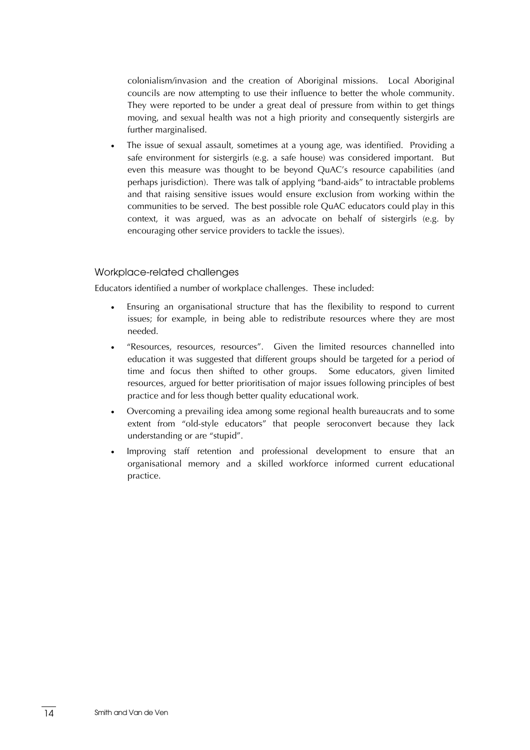colonialism/invasion and the creation of Aboriginal missions. Local Aboriginal councils are now attempting to use their influence to better the whole community. They were reported to be under a great deal of pressure from within to get things moving, and sexual health was not a high priority and consequently sistergirls are further marginalised.

- The issue of sexual assault, sometimes at a young age, was identified. Providing a safe environment for sistergirls (e.g. a safe house) was considered important. But even this measure was thought to be beyond QuAC's resource capabilities (and perhaps jurisdiction). There was talk of applying "band-aids" to intractable problems and that raising sensitive issues would ensure exclusion from working within the communities to be served. The best possible role QuAC educators could play in this context, it was argued, was as an advocate on behalf of sistergirls (e.g. by encouraging other service providers to tackle the issues).

### Workplace-related challenges

Educators identified a number of workplace challenges. These included:

- Ensuring an organisational structure that has the flexibility to respond to current issues; for example, in being able to redistribute resources where they are most needed.
- "Resources, resources, resources". Given the limited resources channelled into education it was suggested that different groups should be targeted for a period of time and focus then shifted to other groups. Some educators, given limited resources, argued for better prioritisation of major issues following principles of best practice and for less though better quality educational work.
- Overcoming a prevailing idea among some regional health bureaucrats and to some extent from "old-style educators" that people seroconvert because they lack understanding or are "stupid".
- Improving staff retention and professional development to ensure that an organisational memory and a skilled workforce informed current educational practice.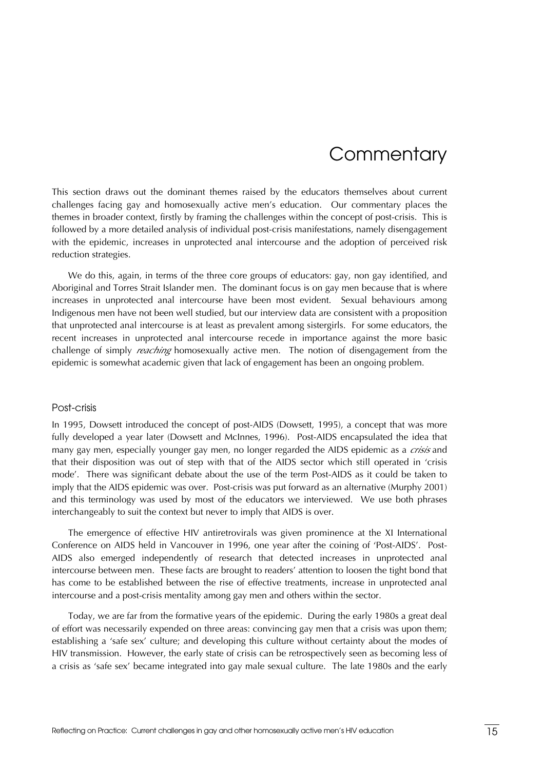# Commentary

This section draws out the dominant themes raised by the educators themselves about current challenges facing gay and homosexually active men's education. Our commentary places the themes in broader context, firstly by framing the challenges within the concept of post-crisis. This is followed by a more detailed analysis of individual post-crisis manifestations, namely disengagement with the epidemic, increases in unprotected anal intercourse and the adoption of perceived risk reduction strategies.

We do this, again, in terms of the three core groups of educators: gay, non gay identified, and Aboriginal and Torres Strait Islander men. The dominant focus is on gay men because that is where increases in unprotected anal intercourse have been most evident. Sexual behaviours among Indigenous men have not been well studied, but our interview data are consistent with a proposition that unprotected anal intercourse is at least as prevalent among sistergirls. For some educators, the recent increases in unprotected anal intercourse recede in importance against the more basic challenge of simply *reaching* homosexually active men. The notion of disengagement from the epidemic is somewhat academic given that lack of engagement has been an ongoing problem.

## Post-crisis

In 1995, Dowsett introduced the concept of post-AIDS (Dowsett, 1995), a concept that was more fully developed a year later (Dowsett and McInnes, 1996). Post-AIDS encapsulated the idea that many gay men, especially younger gay men, no longer regarded the AIDS epidemic as a *crisis* and that their disposition was out of step with that of the AIDS sector which still operated in 'crisis mode'. There was significant debate about the use of the term Post-AIDS as it could be taken to imply that the AIDS epidemic was over. Post-crisis was put forward as an alternative (Murphy 2001) and this terminology was used by most of the educators we interviewed. We use both phrases interchangeably to suit the context but never to imply that AIDS is over.

The emergence of effective HIV antiretrovirals was given prominence at the XI International Conference on AIDS held in Vancouver in 1996, one year after the coining of 'Post-AIDS'. Post-AIDS also emerged independently of research that detected increases in unprotected anal intercourse between men. These facts are brought to readers' attention to loosen the tight bond that has come to be established between the rise of effective treatments, increase in unprotected anal intercourse and a post-crisis mentality among gay men and others within the sector.

Today, we are far from the formative years of the epidemic. During the early 1980s a great deal of effort was necessarily expended on three areas: convincing gay men that a crisis was upon them; establishing a 'safe sex' culture; and developing this culture without certainty about the modes of HIV transmission. However, the early state of crisis can be retrospectively seen as becoming less of a crisis as 'safe sex' became integrated into gay male sexual culture. The late 1980s and the early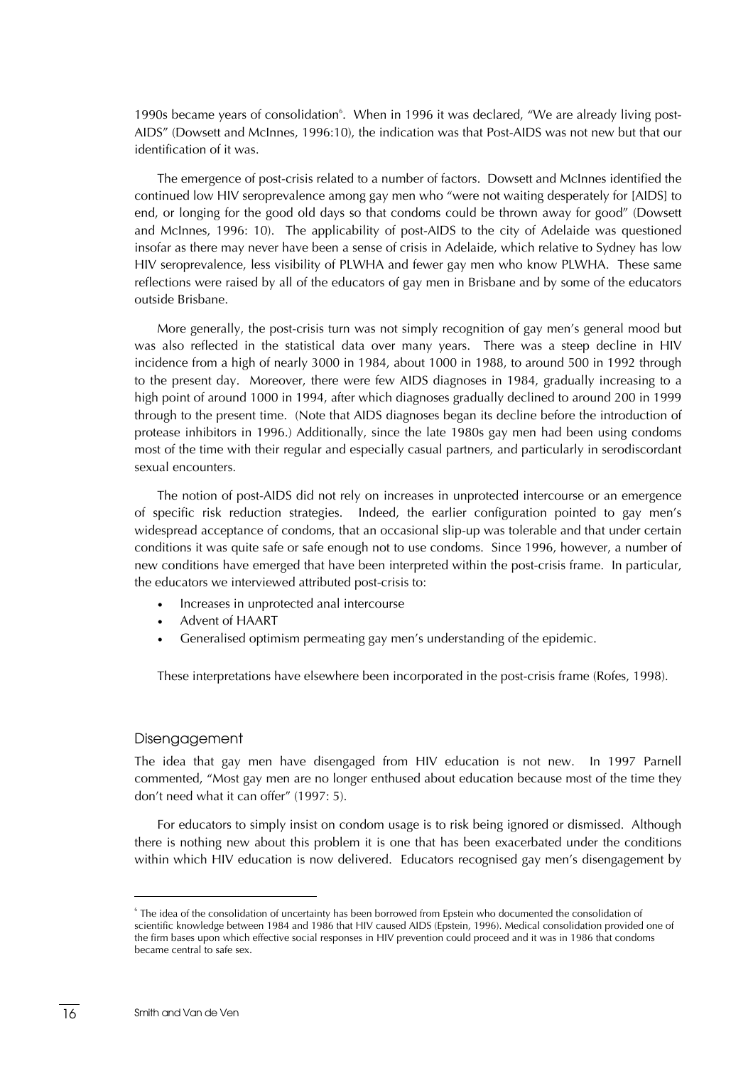1990s became years of consolidation[6]. When in 1996 it was declared, "We are already living post-AIDS" (Dowsett and McInnes, 1996:10), the indication was that Post-AIDS was not new but that our identification of it was.

The emergence of post-crisis related to a number of factors. Dowsett and McInnes identified the continued low HIV seroprevalence among gay men who "were not waiting desperately for [AIDS] to end, or longing for the good old days so that condoms could be thrown away for good" (Dowsett and McInnes, 1996: 10). The applicability of post-AIDS to the city of Adelaide was questioned insofar as there may never have been a sense of crisis in Adelaide, which relative to Sydney has low HIV seroprevalence, less visibility of PLWHA and fewer gay men who know PLWHA. These same reflections were raised by all of the educators of gay men in Brisbane and by some of the educators outside Brisbane.

More generally, the post-crisis turn was not simply recognition of gay men's general mood but was also reflected in the statistical data over many years. There was a steep decline in HIV incidence from a high of nearly 3000 in 1984, about 1000 in 1988, to around 500 in 1992 through to the present day. Moreover, there were few AIDS diagnoses in 1984, gradually increasing to a high point of around 1000 in 1994, after which diagnoses gradually declined to around 200 in 1999 through to the present time. (Note that AIDS diagnoses began its decline before the introduction of protease inhibitors in 1996.) Additionally, since the late 1980s gay men had been using condoms most of the time with their regular and especially casual partners, and particularly in serodiscordant sexual encounters.

The notion of post-AIDS did not rely on increases in unprotected intercourse or an emergence of specific risk reduction strategies. Indeed, the earlier configuration pointed to gay men's widespread acceptance of condoms, that an occasional slip-up was tolerable and that under certain conditions it was quite safe or safe enough not to use condoms. Since 1996, however, a number of new conditions have emerged that have been interpreted within the post-crisis frame. In particular, the educators we interviewed attributed post-crisis to:

- Increases in unprotected anal intercourse
- Advent of HAART
- Generalised optimism permeating gay men's understanding of the epidemic.

These interpretations have elsewhere been incorporated in the post-crisis frame (Rofes, 1998).

## Disengagement

The idea that gay men have disengaged from HIV education is not new. In 1997 Parnell commented, "Most gay men are no longer enthused about education because most of the time they don't need what it can offer" (1997: 5).

For educators to simply insist on condom usage is to risk being ignored or dismissed. Although there is nothing new about this problem it is one that has been exacerbated under the conditions within which HIV education is now delivered. Educators recognised gay men's disengagement by

---

[6] The idea of the consolidation of uncertainty has been borrowed from Epstein who documented the consolidation of scientific knowledge between 1984 and 1986 that HIV caused AIDS (Epstein, 1996). Medical consolidation provided one of the firm bases upon which effective social responses in HIV prevention could proceed and it was in 1986 that condoms became central to safe sex.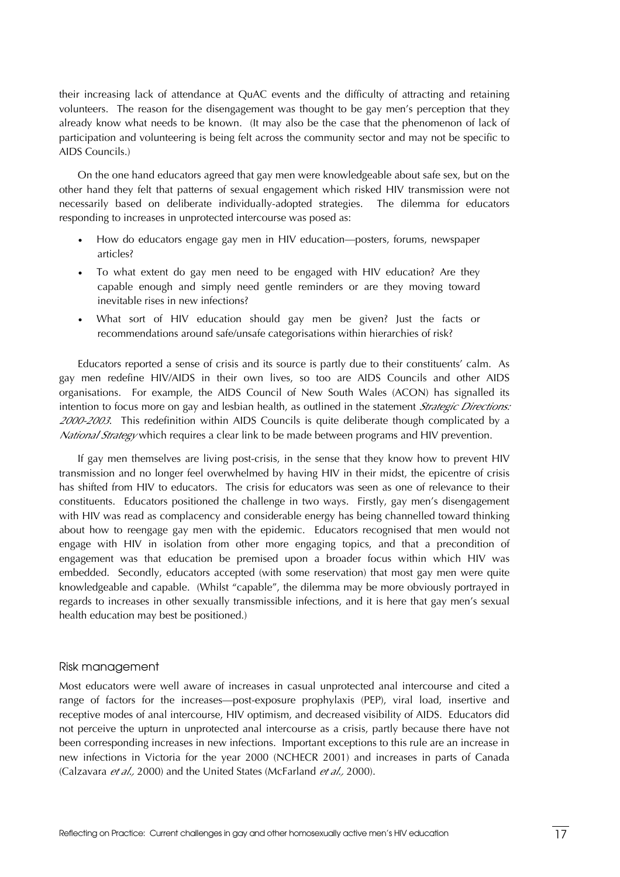their increasing lack of attendance at QuAC events and the difficulty of attracting and retaining volunteers. The reason for the disengagement was thought to be gay men's perception that they already know what needs to be known. (It may also be the case that the phenomenon of lack of participation and volunteering is being felt across the community sector and may not be specific to AIDS Councils.)

On the one hand educators agreed that gay men were knowledgeable about safe sex, but on the other hand they felt that patterns of sexual engagement which risked HIV transmission were not necessarily based on deliberate individually-adopted strategies. The dilemma for educators responding to increases in unprotected intercourse was posed as:

- How do educators engage gay men in HIV education—posters, forums, newspaper articles?
- To what extent do gay men need to be engaged with HIV education? Are they capable enough and simply need gentle reminders or are they moving toward inevitable rises in new infections?
- What sort of HIV education should gay men be given? Just the facts or recommendations around safe/unsafe categorisations within hierarchies of risk?

Educators reported a sense of crisis and its source is partly due to their constituents' calm. As gay men redefine HIV/AIDS in their own lives, so too are AIDS Councils and other AIDS organisations. For example, the AIDS Council of New South Wales (ACON) has signalled its intention to focus more on gay and lesbian health, as outlined in the statement *Strategic Directions: 2000-2003*. This redefinition within AIDS Councils is quite deliberate though complicated by a *National Strategy* which requires a clear link to be made between programs and HIV prevention.

If gay men themselves are living post-crisis, in the sense that they know how to prevent HIV transmission and no longer feel overwhelmed by having HIV in their midst, the epicentre of crisis has shifted from HIV to educators. The crisis for educators was seen as one of relevance to their constituents. Educators positioned the challenge in two ways. Firstly, gay men's disengagement with HIV was read as complacency and considerable energy has being channelled toward thinking about how to reengage gay men with the epidemic. Educators recognised that men would not engage with HIV in isolation from other more engaging topics, and that a precondition of engagement was that education be premised upon a broader focus within which HIV was embedded. Secondly, educators accepted (with some reservation) that most gay men were quite knowledgeable and capable. (Whilst "capable", the dilemma may be more obviously portrayed in regards to increases in other sexually transmissible infections, and it is here that gay men's sexual health education may best be positioned.)

## Risk management

Most educators were well aware of increases in casual unprotected anal intercourse and cited a range of factors for the increases—post-exposure prophylaxis (PEP), viral load, insertive and receptive modes of anal intercourse, HIV optimism, and decreased visibility of AIDS. Educators did not perceive the upturn in unprotected anal intercourse as a crisis, partly because there have not been corresponding increases in new infections. Important exceptions to this rule are an increase in new infections in Victoria for the year 2000 (NCHECR 2001) and increases in parts of Canada (Calzavara *et al.,* 2000) and the United States (McFarland *et al.,* 2000).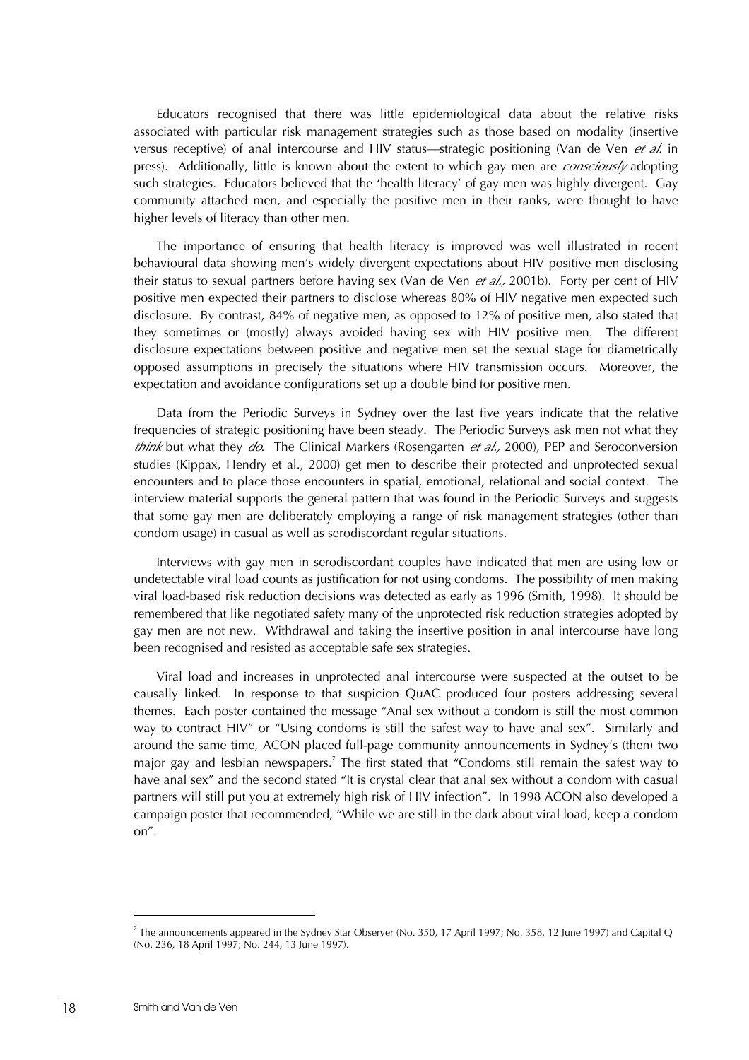Educators recognised that there was little epidemiological data about the relative risks associated with particular risk management strategies such as those based on modality (insertive versus receptive) of anal intercourse and HIV status—strategic positioning (Van de Ven *et al.* in press). Additionally, little is known about the extent to which gay men are *consciously* adopting such strategies. Educators believed that the 'health literacy' of gay men was highly divergent. Gay community attached men, and especially the positive men in their ranks, were thought to have higher levels of literacy than other men.

The importance of ensuring that health literacy is improved was well illustrated in recent behavioural data showing men's widely divergent expectations about HIV positive men disclosing their status to sexual partners before having sex (Van de Ven *et al.,* 2001b). Forty per cent of HIV positive men expected their partners to disclose whereas 80% of HIV negative men expected such disclosure. By contrast, 84% of negative men, as opposed to 12% of positive men, also stated that they sometimes or (mostly) always avoided having sex with HIV positive men. The different disclosure expectations between positive and negative men set the sexual stage for diametrically opposed assumptions in precisely the situations where HIV transmission occurs. Moreover, the expectation and avoidance configurations set up a double bind for positive men.

Data from the Periodic Surveys in Sydney over the last five years indicate that the relative frequencies of strategic positioning have been steady. The Periodic Surveys ask men not what they *think* but what they *do*. The Clinical Markers (Rosengarten *et al.,* 2000), PEP and Seroconversion studies (Kippax, Hendry et al., 2000) get men to describe their protected and unprotected sexual encounters and to place those encounters in spatial, emotional, relational and social context. The interview material supports the general pattern that was found in the Periodic Surveys and suggests that some gay men are deliberately employing a range of risk management strategies (other than condom usage) in casual as well as serodiscordant regular situations.

Interviews with gay men in serodiscordant couples have indicated that men are using low or undetectable viral load counts as justification for not using condoms. The possibility of men making viral load-based risk reduction decisions was detected as early as 1996 (Smith, 1998). It should be remembered that like negotiated safety many of the unprotected risk reduction strategies adopted by gay men are not new. Withdrawal and taking the insertive position in anal intercourse have long been recognised and resisted as acceptable safe sex strategies.

Viral load and increases in unprotected anal intercourse were suspected at the outset to be causally linked. In response to that suspicion QuAC produced four posters addressing several themes. Each poster contained the message "Anal sex without a condom is still the most common way to contract HIV" or "Using condoms is still the safest way to have anal sex". Similarly and around the same time, ACON placed full-page community announcements in Sydney's (then) two major gay and lesbian newspapers.[7] The first stated that "Condoms still remain the safest way to have anal sex" and the second stated "It is crystal clear that anal sex without a condom with casual partners will still put you at extremely high risk of HIV infection". In 1998 ACON also developed a campaign poster that recommended, "While we are still in the dark about viral load, keep a condom on".

[7] The announcements appeared in the Sydney Star Observer (No. 350, 17 April 1997; No. 358, 12 June 1997) and Capital Q (No. 236, 18 April 1997; No. 244, 13 June 1997).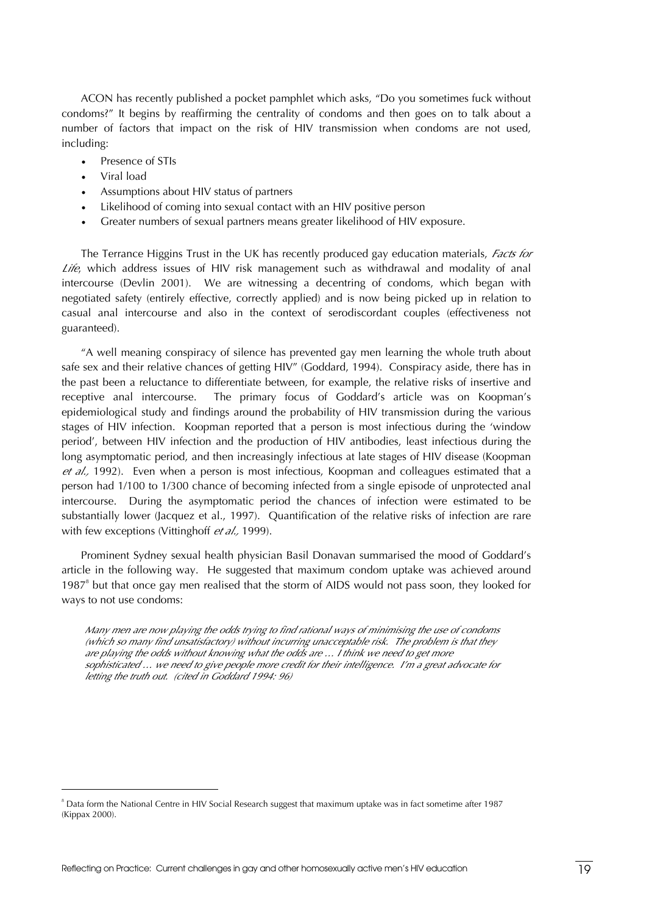ACON has recently published a pocket pamphlet which asks, "Do you sometimes fuck without condoms?" It begins by reaffirming the centrality of condoms and then goes on to talk about a number of factors that impact on the risk of HIV transmission when condoms are not used, including:

- Presence of STIs
- Viral load
- Assumptions about HIV status of partners
- Likelihood of coming into sexual contact with an HIV positive person
- Greater numbers of sexual partners means greater likelihood of HIV exposure.

The Terrance Higgins Trust in the UK has recently produced gay education materials, *Facts for Life*, which address issues of HIV risk management such as withdrawal and modality of anal intercourse (Devlin 2001). We are witnessing a decentring of condoms, which began with negotiated safety (entirely effective, correctly applied) and is now being picked up in relation to casual anal intercourse and also in the context of serodiscordant couples (effectiveness not guaranteed).

"A well meaning conspiracy of silence has prevented gay men learning the whole truth about safe sex and their relative chances of getting HIV" (Goddard, 1994). Conspiracy aside, there has in the past been a reluctance to differentiate between, for example, the relative risks of insertive and receptive anal intercourse. The primary focus of Goddard's article was on Koopman's epidemiological study and findings around the probability of HIV transmission during the various stages of HIV infection. Koopman reported that a person is most infectious during the 'window period', between HIV infection and the production of HIV antibodies, least infectious during the long asymptomatic period, and then increasingly infectious at late stages of HIV disease (Koopman *et al.,* 1992). Even when a person is most infectious, Koopman and colleagues estimated that a person had 1/100 to 1/300 chance of becoming infected from a single episode of unprotected anal intercourse. During the asymptomatic period the chances of infection were estimated to be substantially lower (Jacquez et al., 1997). Quantification of the relative risks of infection are rare with few exceptions (Vittinghoff *et al.,* 1999).

Prominent Sydney sexual health physician Basil Donavan summarised the mood of Goddard's article in the following way. He suggested that maximum condom uptake was achieved around 1987[8] but that once gay men realised that the storm of AIDS would not pass soon, they looked for ways to not use condoms:

> *Many men are now playing the odds trying to find rational ways of minimising the use of condoms (which so many find unsatisfactory) without incurring unacceptable risk. The problem is that they are playing the odds without knowing what the odds are … I think we need to get more sophisticated … we need to give people more credit for their intelligence. I'm a great advocate for letting the truth out. (cited in Goddard 1994: 96)*

---

[8] Data form the National Centre in HIV Social Research suggest that maximum uptake was in fact sometime after 1987 (Kippax 2000).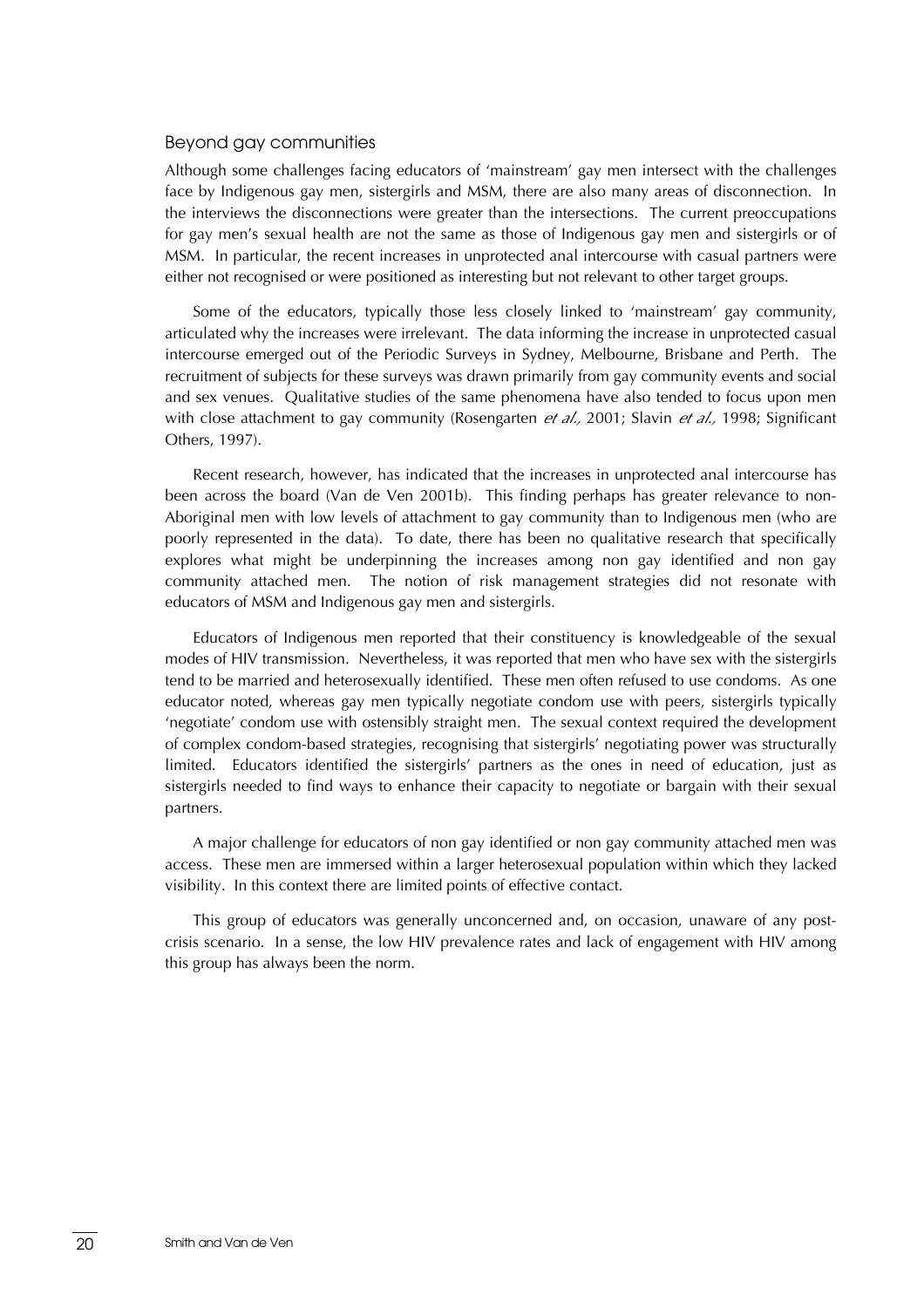### Beyond gay communities

Although some challenges facing educators of 'mainstream' gay men intersect with the challenges face by Indigenous gay men, sistergirls and MSM, there are also many areas of disconnection. In the interviews the disconnections were greater than the intersections. The current preoccupations for gay men's sexual health are not the same as those of Indigenous gay men and sistergirls or of MSM. In particular, the recent increases in unprotected anal intercourse with casual partners were either not recognised or were positioned as interesting but not relevant to other target groups.

Some of the educators, typically those less closely linked to 'mainstream' gay community, articulated why the increases were irrelevant. The data informing the increase in unprotected casual intercourse emerged out of the Periodic Surveys in Sydney, Melbourne, Brisbane and Perth. The recruitment of subjects for these surveys was drawn primarily from gay community events and social and sex venues. Qualitative studies of the same phenomena have also tended to focus upon men with close attachment to gay community (Rosengarten *et al.,* 2001; Slavin *et al.,* 1998; Significant Others, 1997).

Recent research, however, has indicated that the increases in unprotected anal intercourse has been across the board (Van de Ven 2001b). This finding perhaps has greater relevance to non-Aboriginal men with low levels of attachment to gay community than to Indigenous men (who are poorly represented in the data). To date, there has been no qualitative research that specifically explores what might be underpinning the increases among non gay identified and non gay community attached men. The notion of risk management strategies did not resonate with educators of MSM and Indigenous gay men and sistergirls.

Educators of Indigenous men reported that their constituency is knowledgeable of the sexual modes of HIV transmission. Nevertheless, it was reported that men who have sex with the sistergirls tend to be married and heterosexually identified. These men often refused to use condoms. As one educator noted, whereas gay men typically negotiate condom use with peers, sistergirls typically 'negotiate' condom use with ostensibly straight men. The sexual context required the development of complex condom-based strategies, recognising that sistergirls' negotiating power was structurally limited. Educators identified the sistergirls' partners as the ones in need of education, just as sistergirls needed to find ways to enhance their capacity to negotiate or bargain with their sexual partners.

A major challenge for educators of non gay identified or non gay community attached men was access. These men are immersed within a larger heterosexual population within which they lacked visibility. In this context there are limited points of effective contact.

This group of educators was generally unconcerned and, on occasion, unaware of any post-crisis scenario. In a sense, the low HIV prevalence rates and lack of engagement with HIV among this group has always been the norm.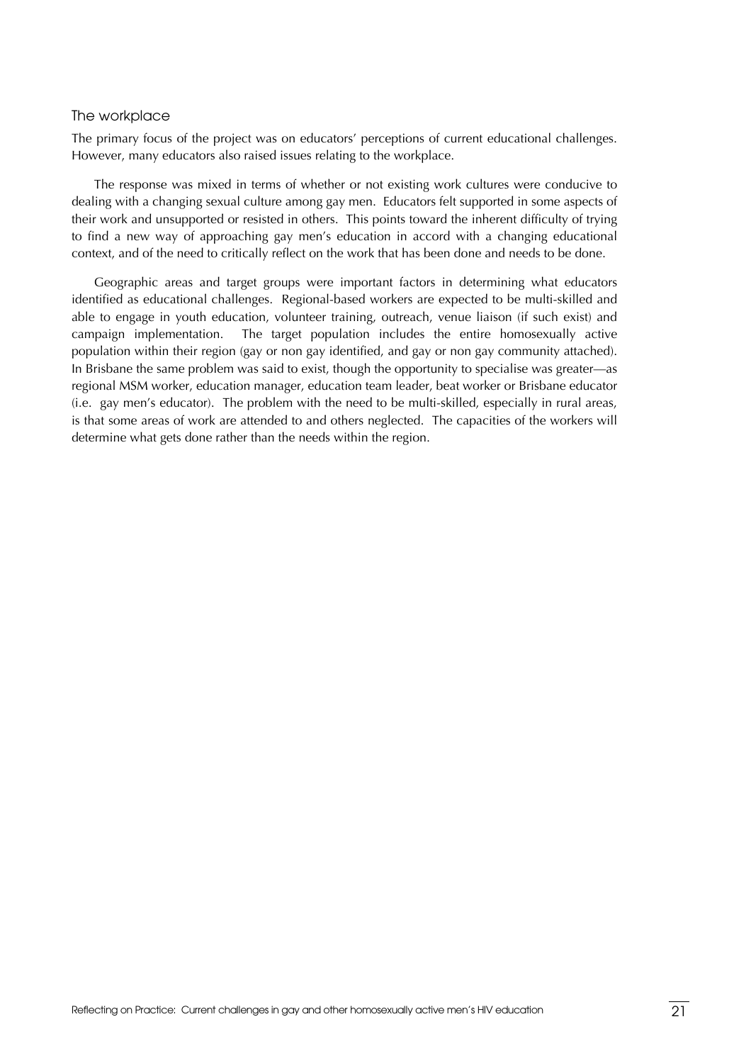### The workplace

The primary focus of the project was on educators' perceptions of current educational challenges. However, many educators also raised issues relating to the workplace.

The response was mixed in terms of whether or not existing work cultures were conducive to dealing with a changing sexual culture among gay men. Educators felt supported in some aspects of their work and unsupported or resisted in others. This points toward the inherent difficulty of trying to find a new way of approaching gay men's education in accord with a changing educational context, and of the need to critically reflect on the work that has been done and needs to be done.

Geographic areas and target groups were important factors in determining what educators identified as educational challenges. Regional-based workers are expected to be multi-skilled and able to engage in youth education, volunteer training, outreach, venue liaison (if such exist) and campaign implementation. The target population includes the entire homosexually active population within their region (gay or non gay identified, and gay or non gay community attached). In Brisbane the same problem was said to exist, though the opportunity to specialise was greater—as regional MSM worker, education manager, education team leader, beat worker or Brisbane educator (i.e. gay men's educator). The problem with the need to be multi-skilled, especially in rural areas, is that some areas of work are attended to and others neglected. The capacities of the workers will determine what gets done rather than the needs within the region.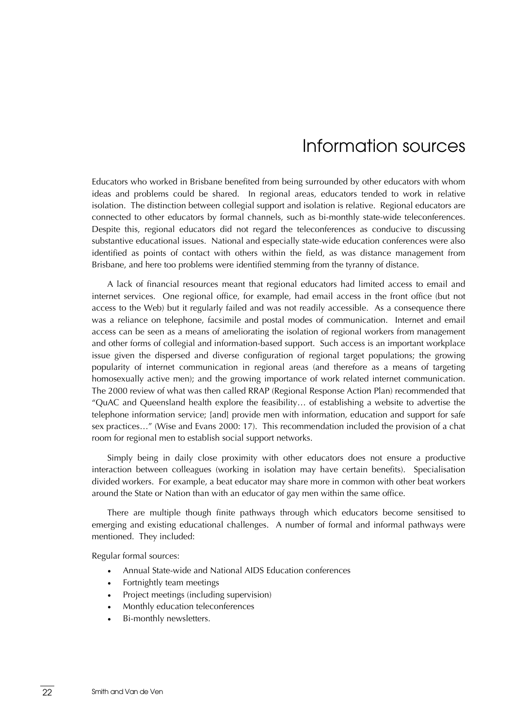# Information sources

Educators who worked in Brisbane benefited from being surrounded by other educators with whom ideas and problems could be shared. In regional areas, educators tended to work in relative isolation. The distinction between collegial support and isolation is relative. Regional educators are connected to other educators by formal channels, such as bi-monthly state-wide teleconferences. Despite this, regional educators did not regard the teleconferences as conducive to discussing substantive educational issues. National and especially state-wide education conferences were also identified as points of contact with others within the field, as was distance management from Brisbane, and here too problems were identified stemming from the tyranny of distance.

A lack of financial resources meant that regional educators had limited access to email and internet services. One regional office, for example, had email access in the front office (but not access to the Web) but it regularly failed and was not readily accessible. As a consequence there was a reliance on telephone, facsimile and postal modes of communication. Internet and email access can be seen as a means of ameliorating the isolation of regional workers from management and other forms of collegial and information-based support. Such access is an important workplace issue given the dispersed and diverse configuration of regional target populations; the growing popularity of internet communication in regional areas (and therefore as a means of targeting homosexually active men); and the growing importance of work related internet communication. The 2000 review of what was then called RRAP (Regional Response Action Plan) recommended that "QuAC and Queensland health explore the feasibility… of establishing a website to advertise the telephone information service; [and] provide men with information, education and support for safe sex practices…" (Wise and Evans 2000: 17). This recommendation included the provision of a chat room for regional men to establish social support networks.

Simply being in daily close proximity with other educators does not ensure a productive interaction between colleagues (working in isolation may have certain benefits). Specialisation divided workers. For example, a beat educator may share more in common with other beat workers around the State or Nation than with an educator of gay men within the same office.

There are multiple though finite pathways through which educators become sensitised to emerging and existing educational challenges. A number of formal and informal pathways were mentioned. They included:

Regular formal sources:

- Annual State-wide and National AIDS Education conferences
- Fortnightly team meetings
- Project meetings (including supervision)
- Monthly education teleconferences
- Bi-monthly newsletters.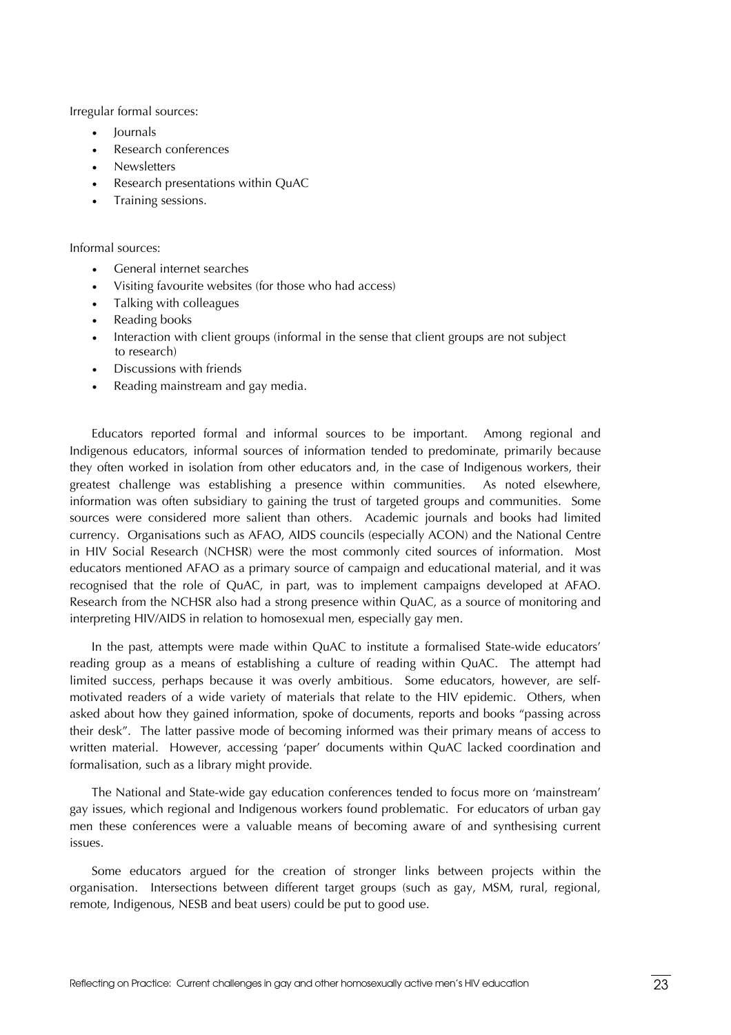Irregular formal sources:

- Journals
- Research conferences
- Newsletters
- Research presentations within QuAC
- Training sessions.

Informal sources:

- General internet searches
- Visiting favourite websites (for those who had access)
- Talking with colleagues
- Reading books
- Interaction with client groups (informal in the sense that client groups are not subject to research)
- Discussions with friends
- Reading mainstream and gay media.

Educators reported formal and informal sources to be important. Among regional and Indigenous educators, informal sources of information tended to predominate, primarily because they often worked in isolation from other educators and, in the case of Indigenous workers, their greatest challenge was establishing a presence within communities. As noted elsewhere, information was often subsidiary to gaining the trust of targeted groups and communities. Some sources were considered more salient than others. Academic journals and books had limited currency. Organisations such as AFAO, AIDS councils (especially ACON) and the National Centre in HIV Social Research (NCHSR) were the most commonly cited sources of information. Most educators mentioned AFAO as a primary source of campaign and educational material, and it was recognised that the role of QuAC, in part, was to implement campaigns developed at AFAO. Research from the NCHSR also had a strong presence within QuAC, as a source of monitoring and interpreting HIV/AIDS in relation to homosexual men, especially gay men.

In the past, attempts were made within QuAC to institute a formalised State-wide educators' reading group as a means of establishing a culture of reading within QuAC. The attempt had limited success, perhaps because it was overly ambitious. Some educators, however, are self-motivated readers of a wide variety of materials that relate to the HIV epidemic. Others, when asked about how they gained information, spoke of documents, reports and books "passing across their desk". The latter passive mode of becoming informed was their primary means of access to written material. However, accessing 'paper' documents within QuAC lacked coordination and formalisation, such as a library might provide.

The National and State-wide gay education conferences tended to focus more on 'mainstream' gay issues, which regional and Indigenous workers found problematic. For educators of urban gay men these conferences were a valuable means of becoming aware of and synthesising current issues.

Some educators argued for the creation of stronger links between projects within the organisation. Intersections between different target groups (such as gay, MSM, rural, regional, remote, Indigenous, NESB and beat users) could be put to good use.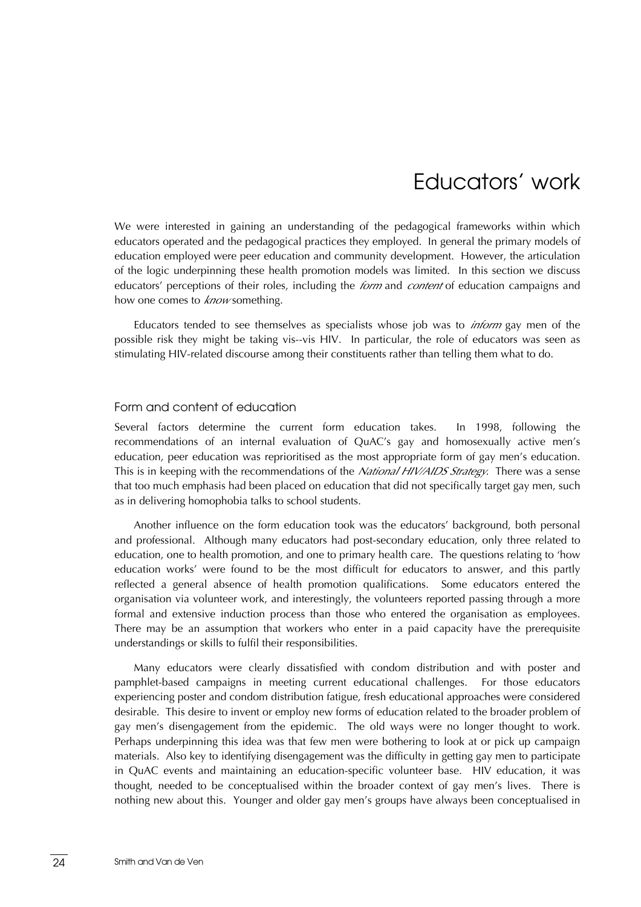# Educators' work

We were interested in gaining an understanding of the pedagogical frameworks within which educators operated and the pedagogical practices they employed. In general the primary models of education employed were peer education and community development. However, the articulation of the logic underpinning these health promotion models was limited. In this section we discuss educators' perceptions of their roles, including the *form* and *content* of education campaigns and how one comes to *know* something.

Educators tended to see themselves as specialists whose job was to *inform* gay men of the possible risk they might be taking vis--vis HIV. In particular, the role of educators was seen as stimulating HIV-related discourse among their constituents rather than telling them what to do.

## Form and content of education

Several factors determine the current form education takes. In 1998, following the recommendations of an internal evaluation of QuAC's gay and homosexually active men's education, peer education was reprioritised as the most appropriate form of gay men's education. This is in keeping with the recommendations of the *National HIV/AIDS Strategy*. There was a sense that too much emphasis had been placed on education that did not specifically target gay men, such as in delivering homophobia talks to school students.

Another influence on the form education took was the educators' background, both personal and professional. Although many educators had post-secondary education, only three related to education, one to health promotion, and one to primary health care. The questions relating to 'how education works' were found to be the most difficult for educators to answer, and this partly reflected a general absence of health promotion qualifications. Some educators entered the organisation via volunteer work, and interestingly, the volunteers reported passing through a more formal and extensive induction process than those who entered the organisation as employees. There may be an assumption that workers who enter in a paid capacity have the prerequisite understandings or skills to fulfil their responsibilities.

Many educators were clearly dissatisfied with condom distribution and with poster and pamphlet-based campaigns in meeting current educational challenges. For those educators experiencing poster and condom distribution fatigue, fresh educational approaches were considered desirable. This desire to invent or employ new forms of education related to the broader problem of gay men's disengagement from the epidemic. The old ways were no longer thought to work. Perhaps underpinning this idea was that few men were bothering to look at or pick up campaign materials. Also key to identifying disengagement was the difficulty in getting gay men to participate in QuAC events and maintaining an education-specific volunteer base. HIV education, it was thought, needed to be conceptualised within the broader context of gay men's lives. There is nothing new about this. Younger and older gay men's groups have always been conceptualised in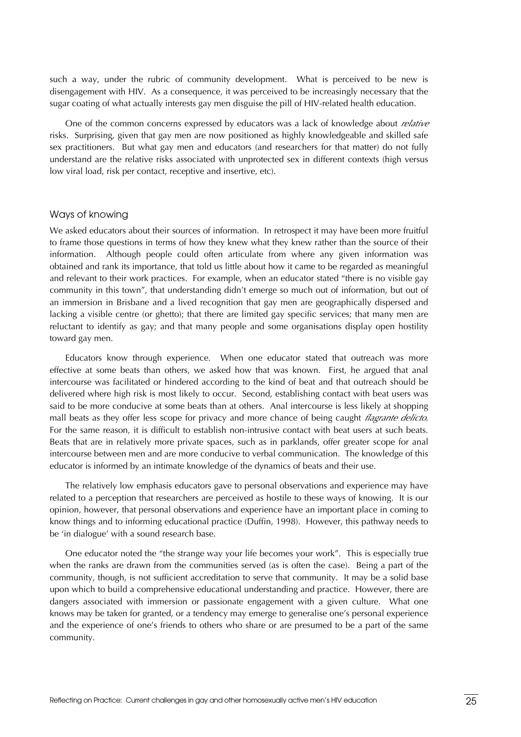such a way, under the rubric of community development. What is perceived to be new is disengagement with HIV. As a consequence, it was perceived to be increasingly necessary that the sugar coating of what actually interests gay men disguise the pill of HIV-related health education.

One of the common concerns expressed by educators was a lack of knowledge about *relative* risks. Surprising, given that gay men are now positioned as highly knowledgeable and skilled safe sex practitioners. But what gay men and educators (and researchers for that matter) do not fully understand are the relative risks associated with unprotected sex in different contexts (high versus low viral load, risk per contact, receptive and insertive, etc).

## Ways of knowing

We asked educators about their sources of information. In retrospect it may have been more fruitful to frame those questions in terms of how they knew what they knew rather than the source of their information. Although people could often articulate from where any given information was obtained and rank its importance, that told us little about how it came to be regarded as meaningful and relevant to their work practices. For example, when an educator stated "there is no visible gay community in this town", that understanding didn't emerge so much out of information, but out of an immersion in Brisbane and a lived recognition that gay men are geographically dispersed and lacking a visible centre (or ghetto); that there are limited gay specific services; that many men are reluctant to identify as gay; and that many people and some organisations display open hostility toward gay men.

Educators know through experience. When one educator stated that outreach was more effective at some beats than others, we asked how that was known. First, he argued that anal intercourse was facilitated or hindered according to the kind of beat and that outreach should be delivered where high risk is most likely to occur. Second, establishing contact with beat users was said to be more conducive at some beats than at others. Anal intercourse is less likely at shopping mall beats as they offer less scope for privacy and more chance of being caught *flagrante delicto*. For the same reason, it is difficult to establish non-intrusive contact with beat users at such beats. Beats that are in relatively more private spaces, such as in parklands, offer greater scope for anal intercourse between men and are more conducive to verbal communication. The knowledge of this educator is informed by an intimate knowledge of the dynamics of beats and their use.

The relatively low emphasis educators gave to personal observations and experience may have related to a perception that researchers are perceived as hostile to these ways of knowing. It is our opinion, however, that personal observations and experience have an important place in coming to know things and to informing educational practice (Duffin, 1998). However, this pathway needs to be 'in dialogue' with a sound research base.

One educator noted the "the strange way your life becomes your work". This is especially true when the ranks are drawn from the communities served (as is often the case). Being a part of the community, though, is not sufficient accreditation to serve that community. It may be a solid base upon which to build a comprehensive educational understanding and practice. However, there are dangers associated with immersion or passionate engagement with a given culture. What one knows may be taken for granted, or a tendency may emerge to generalise one's personal experience and the experience of one's friends to others who share or are presumed to be a part of the same community.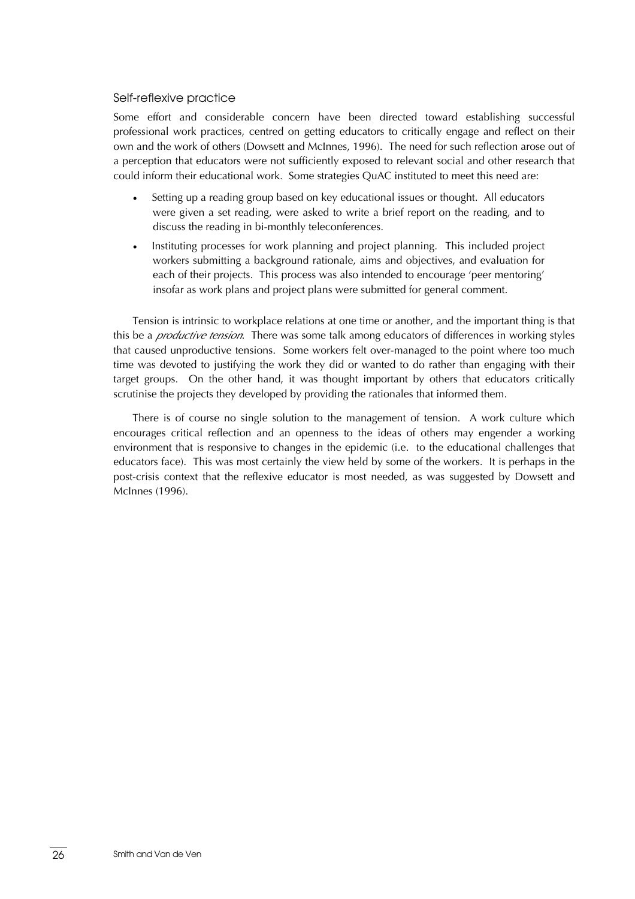### Self-reflexive practice

Some effort and considerable concern have been directed toward establishing successful professional work practices, centred on getting educators to critically engage and reflect on their own and the work of others (Dowsett and McInnes, 1996). The need for such reflection arose out of a perception that educators were not sufficiently exposed to relevant social and other research that could inform their educational work. Some strategies QuAC instituted to meet this need are:

- Setting up a reading group based on key educational issues or thought. All educators were given a set reading, were asked to write a brief report on the reading, and to discuss the reading in bi-monthly teleconferences.
- Instituting processes for work planning and project planning. This included project workers submitting a background rationale, aims and objectives, and evaluation for each of their projects. This process was also intended to encourage 'peer mentoring' insofar as work plans and project plans were submitted for general comment.

Tension is intrinsic to workplace relations at one time or another, and the important thing is that this be a *productive tension*. There was some talk among educators of differences in working styles that caused unproductive tensions. Some workers felt over-managed to the point where too much time was devoted to justifying the work they did or wanted to do rather than engaging with their target groups. On the other hand, it was thought important by others that educators critically scrutinise the projects they developed by providing the rationales that informed them.

There is of course no single solution to the management of tension. A work culture which encourages critical reflection and an openness to the ideas of others may engender a working environment that is responsive to changes in the epidemic (i.e. to the educational challenges that educators face). This was most certainly the view held by some of the workers. It is perhaps in the post-crisis context that the reflexive educator is most needed, as was suggested by Dowsett and McInnes (1996).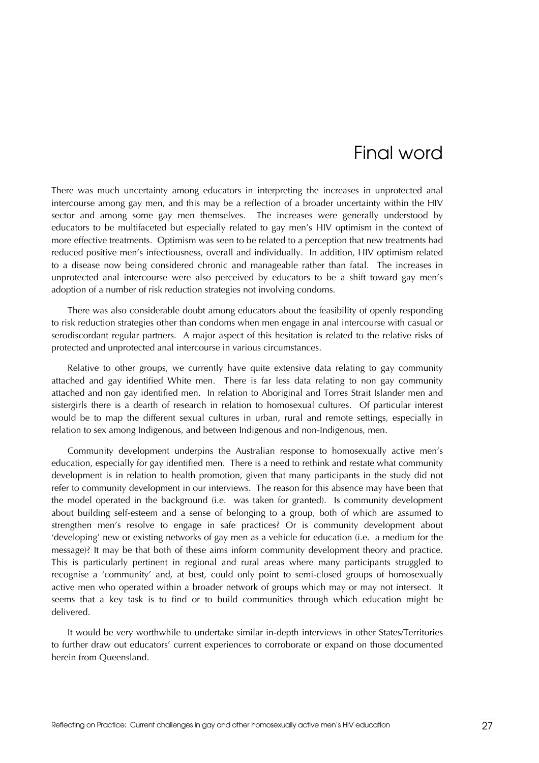# Final word

There was much uncertainty among educators in interpreting the increases in unprotected anal intercourse among gay men, and this may be a reflection of a broader uncertainty within the HIV sector and among some gay men themselves. The increases were generally understood by educators to be multifaceted but especially related to gay men's HIV optimism in the context of more effective treatments. Optimism was seen to be related to a perception that new treatments had reduced positive men's infectiousness, overall and individually. In addition, HIV optimism related to a disease now being considered chronic and manageable rather than fatal. The increases in unprotected anal intercourse were also perceived by educators to be a shift toward gay men's adoption of a number of risk reduction strategies not involving condoms.

There was also considerable doubt among educators about the feasibility of openly responding to risk reduction strategies other than condoms when men engage in anal intercourse with casual or serodiscordant regular partners. A major aspect of this hesitation is related to the relative risks of protected and unprotected anal intercourse in various circumstances.

Relative to other groups, we currently have quite extensive data relating to gay community attached and gay identified White men. There is far less data relating to non gay community attached and non gay identified men. In relation to Aboriginal and Torres Strait Islander men and sistergirls there is a dearth of research in relation to homosexual cultures. Of particular interest would be to map the different sexual cultures in urban, rural and remote settings, especially in relation to sex among Indigenous, and between Indigenous and non-Indigenous, men.

Community development underpins the Australian response to homosexually active men's education, especially for gay identified men. There is a need to rethink and restate what community development is in relation to health promotion, given that many participants in the study did not refer to community development in our interviews. The reason for this absence may have been that the model operated in the background (i.e. was taken for granted). Is community development about building self-esteem and a sense of belonging to a group, both of which are assumed to strengthen men's resolve to engage in safe practices? Or is community development about 'developing' new or existing networks of gay men as a vehicle for education (i.e. a medium for the message)? It may be that both of these aims inform community development theory and practice. This is particularly pertinent in regional and rural areas where many participants struggled to recognise a 'community' and, at best, could only point to semi-closed groups of homosexually active men who operated within a broader network of groups which may or may not intersect. It seems that a key task is to find or to build communities through which education might be delivered.

It would be very worthwhile to undertake similar in-depth interviews in other States/Territories to further draw out educators' current experiences to corroborate or expand on those documented herein from Queensland.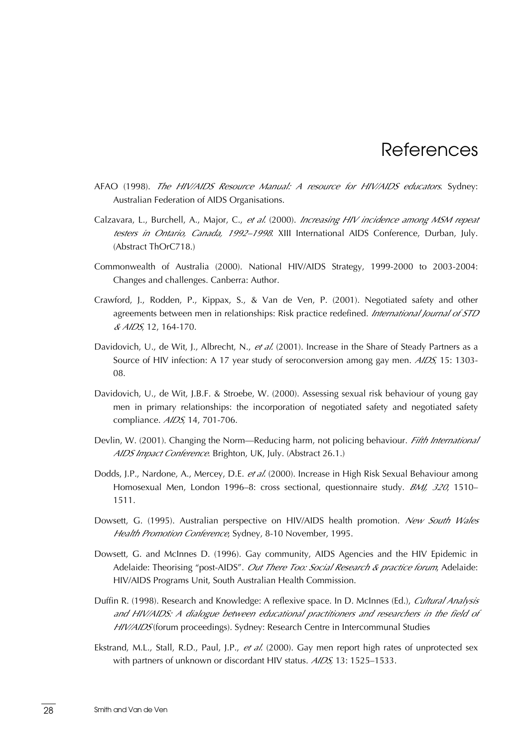# References

AFAO (1998). *The HIV/AIDS Resource Manual: A resource for HIV/AIDS educators*. Sydney: Australian Federation of AIDS Organisations.

Calzavara, L., Burchell, A., Major, C., *et al.* (2000). *Increasing HIV incidence among MSM repeat testers in Ontario, Canada, 1992–1998*. XIII International AIDS Conference, Durban, July. (Abstract ThOrC718.)

Commonwealth of Australia (2000). National HIV/AIDS Strategy, 1999-2000 to 2003-2004: Changes and challenges. Canberra: Author.

Crawford, J., Rodden, P., Kippax, S., & Van de Ven, P. (2001). Negotiated safety and other agreements between men in relationships: Risk practice redefined. *International Journal of STD & AIDS*, 12, 164-170.

Davidovich, U., de Wit, J., Albrecht, N., *et al.* (2001). Increase in the Share of Steady Partners as a Source of HIV infection: A 17 year study of seroconversion among gay men. *AIDS*, 15: 1303-08.

Davidovich, U., de Wit, J.B.F. & Stroebe, W. (2000). Assessing sexual risk behaviour of young gay men in primary relationships: the incorporation of negotiated safety and negotiated safety compliance. *AIDS*, 14, 701-706.

Devlin, W. (2001). Changing the Norm—Reducing harm, not policing behaviour. *Fifth International AIDS Impact Conference*: Brighton, UK, July. (Abstract 26.1.)

Dodds, J.P., Nardone, A., Mercey, D.E. *et al.* (2000). Increase in High Risk Sexual Behaviour among Homosexual Men, London 1996–8: cross sectional, questionnaire study. *BMJ, 320*, 1510–1511.

Dowsett, G. (1995). Australian perspective on HIV/AIDS health promotion. *New South Wales Health Promotion Conference*, Sydney, 8-10 November, 1995.

Dowsett, G. and McInnes D. (1996). Gay community, AIDS Agencies and the HIV Epidemic in Adelaide: Theorising "post-AIDS". *Out There Too: Social Research & practice forum*, Adelaide: HIV/AIDS Programs Unit, South Australian Health Commission.

Duffin R. (1998). Research and Knowledge: A reflexive space. In D. McInnes (Ed.), *Cultural Analysis and HIV/AIDS: A dialogue between educational practitioners and researchers in the field of HIV/AIDS* (forum proceedings). Sydney: Research Centre in Intercommunal Studies

Ekstrand, M.L., Stall, R.D., Paul, J.P., *et al.* (2000). Gay men report high rates of unprotected sex with partners of unknown or discordant HIV status. *AIDS*, 13: 1525–1533.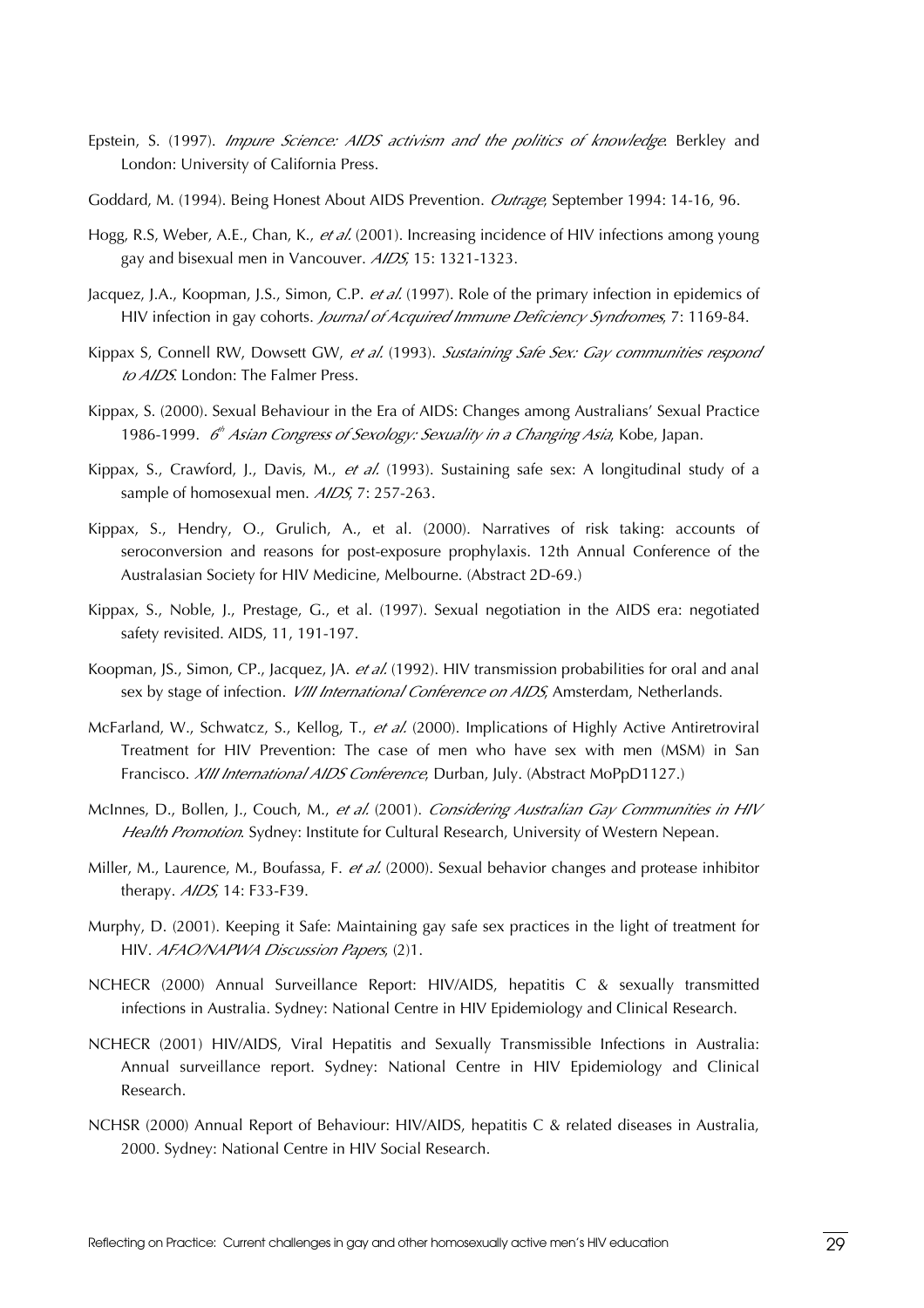Epstein, S. (1997). *Impure Science: AIDS activism and the politics of knowledge*. Berkley and London: University of California Press.

Goddard, M. (1994). Being Honest About AIDS Prevention. *Outrage*, September 1994: 14-16, 96.

Hogg, R.S, Weber, A.E., Chan, K., *et al.* (2001). Increasing incidence of HIV infections among young gay and bisexual men in Vancouver. *AIDS*, 15: 1321-1323.

Jacquez, J.A., Koopman, J.S., Simon, C.P. *et al.* (1997). Role of the primary infection in epidemics of HIV infection in gay cohorts. *Journal of Acquired Immune Deficiency Syndromes*, 7: 1169-84.

Kippax S, Connell RW, Dowsett GW, *et al.* (1993). *Sustaining Safe Sex: Gay communities respond to AIDS*. London: The Falmer Press.

Kippax, S. (2000). Sexual Behaviour in the Era of AIDS: Changes among Australians' Sexual Practice 1986-1999. *6th Asian Congress of Sexology: Sexuality in a Changing Asia*, Kobe, Japan.

Kippax, S., Crawford, J., Davis, M., *et al.* (1993). Sustaining safe sex: A longitudinal study of a sample of homosexual men. *AIDS*, 7: 257-263.

Kippax, S., Hendry, O., Grulich, A., et al. (2000). Narratives of risk taking: accounts of seroconversion and reasons for post-exposure prophylaxis. 12th Annual Conference of the Australasian Society for HIV Medicine, Melbourne. (Abstract 2D-69.)

Kippax, S., Noble, J., Prestage, G., et al. (1997). Sexual negotiation in the AIDS era: negotiated safety revisited. AIDS, 11, 191-197.

Koopman, JS., Simon, CP., Jacquez, JA. *et al.* (1992). HIV transmission probabilities for oral and anal sex by stage of infection. *VIII International Conference on AIDS*, Amsterdam, Netherlands.

McFarland, W., Schwatcz, S., Kellog, T., *et al.* (2000). Implications of Highly Active Antiretroviral Treatment for HIV Prevention: The case of men who have sex with men (MSM) in San Francisco. *XIII International AIDS Conference*, Durban, July. (Abstract MoPpD1127.)

McInnes, D., Bollen, J., Couch, M., *et al.* (2001). *Considering Australian Gay Communities in HIV Health Promotion*. Sydney: Institute for Cultural Research, University of Western Nepean.

Miller, M., Laurence, M., Boufassa, F. *et al.* (2000). Sexual behavior changes and protease inhibitor therapy. *AIDS*, 14: F33-F39.

Murphy, D. (2001). Keeping it Safe: Maintaining gay safe sex practices in the light of treatment for HIV. *AFAO/NAPWA Discussion Papers*, (2)1.

NCHECR (2000) Annual Surveillance Report: HIV/AIDS, hepatitis C & sexually transmitted infections in Australia. Sydney: National Centre in HIV Epidemiology and Clinical Research.

NCHECR (2001) HIV/AIDS, Viral Hepatitis and Sexually Transmissible Infections in Australia: Annual surveillance report. Sydney: National Centre in HIV Epidemiology and Clinical Research.

NCHSR (2000) Annual Report of Behaviour: HIV/AIDS, hepatitis C & related diseases in Australia, 2000. Sydney: National Centre in HIV Social Research.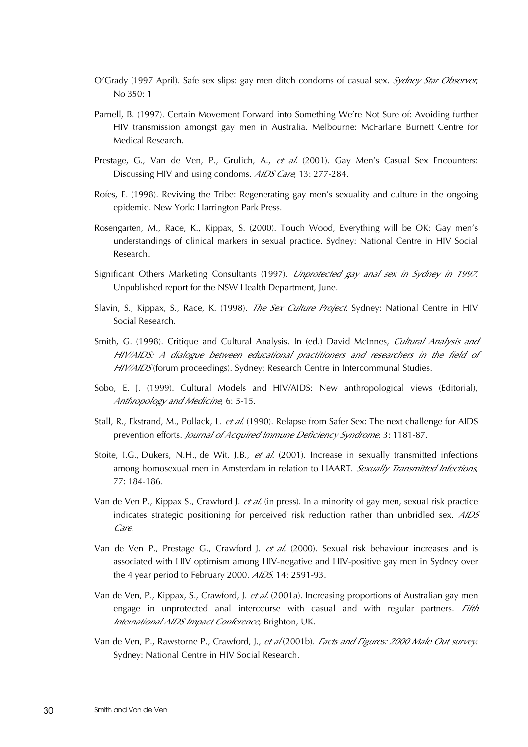O'Grady (1997 April). Safe sex slips: gay men ditch condoms of casual sex. *Sydney Star Observer*, No 350: 1

Parnell, B. (1997). Certain Movement Forward into Something We're Not Sure of: Avoiding further HIV transmission amongst gay men in Australia. Melbourne: McFarlane Burnett Centre for Medical Research.

Prestage, G., Van de Ven, P., Grulich, A., *et al.* (2001). Gay Men's Casual Sex Encounters: Discussing HIV and using condoms. *AIDS Care*, 13: 277-284.

Rofes, E. (1998). Reviving the Tribe: Regenerating gay men's sexuality and culture in the ongoing epidemic. New York: Harrington Park Press.

Rosengarten, M., Race, K., Kippax, S. (2000). Touch Wood, Everything will be OK: Gay men's understandings of clinical markers in sexual practice. Sydney: National Centre in HIV Social Research.

Significant Others Marketing Consultants (1997). *Unprotected gay anal sex in Sydney in 1997*. Unpublished report for the NSW Health Department, June.

Slavin, S., Kippax, S., Race, K. (1998). *The Sex Culture Project*. Sydney: National Centre in HIV Social Research.

Smith, G. (1998). Critique and Cultural Analysis. In (ed.) David McInnes, *Cultural Analysis and HIV/AIDS: A dialogue between educational practitioners and researchers in the field of HIV/AIDS* (forum proceedings). Sydney: Research Centre in Intercommunal Studies.

Sobo, E. J. (1999). Cultural Models and HIV/AIDS: New anthropological views (Editorial), *Anthropology and Medicine*, 6: 5-15.

Stall, R., Ekstrand, M., Pollack, L. *et al.* (1990). Relapse from Safer Sex: The next challenge for AIDS prevention efforts. *Journal of Acquired Immune Deficiency Syndrome*, 3: 1181-87.

Stoite, I.G., Dukers, N.H., de Wit, J.B., *et al.* (2001). Increase in sexually transmitted infections among homosexual men in Amsterdam in relation to HAART. *Sexually Transmitted Infections*, 77: 184-186.

Van de Ven P., Kippax S., Crawford J. *et al.* (in press). In a minority of gay men, sexual risk practice indicates strategic positioning for perceived risk reduction rather than unbridled sex. *AIDS Care*.

Van de Ven P., Prestage G., Crawford J. *et al.* (2000). Sexual risk behaviour increases and is associated with HIV optimism among HIV-negative and HIV-positive gay men in Sydney over the 4 year period to February 2000. *AIDS*, 14: 2591-93.

Van de Ven, P., Kippax, S., Crawford, J. *et al.* (2001a). Increasing proportions of Australian gay men engage in unprotected anal intercourse with casual and with regular partners. *Fifth International AIDS Impact Conference*, Brighton, UK.

Van de Ven, P., Rawstorne P., Crawford, J., *et al* (2001b). *Facts and Figures: 2000 Male Out survey*. Sydney: National Centre in HIV Social Research.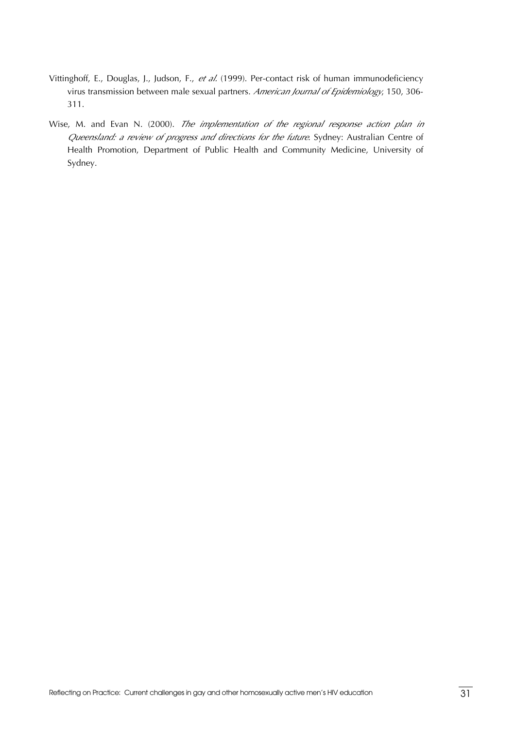Vittinghoff, E., Douglas, J., Judson, F., *et al.* (1999). Per-contact risk of human immunodeficiency virus transmission between male sexual partners. *American Journal of Epidemiology*, 150, 306-311.

Wise, M. and Evan N. (2000). *The implementation of the regional response action plan in Queensland: a review of progress and directions for the future*. Sydney: Australian Centre of Health Promotion, Department of Public Health and Community Medicine, University of Sydney.